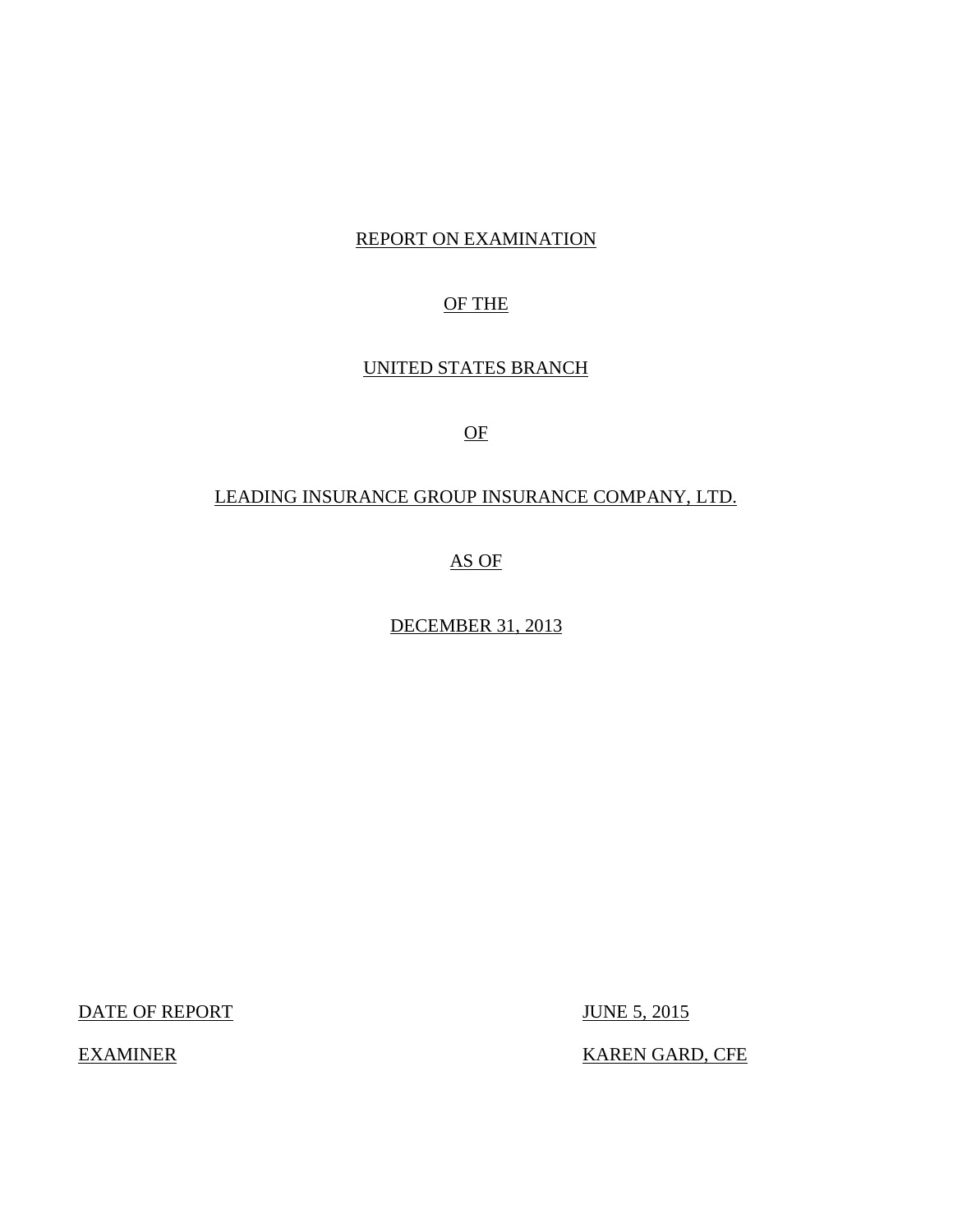REPORT ON EXAMINATION

OF THE

UNITED STATES BRANCH

OF

LEADING INSURANCE GROUP INSURANCE COMPANY, LTD.

AS OF

DECEMBER 31, 2013

DATE OF REPORT JUNE 5, 2015

EXAMINER KAREN GARD, CFE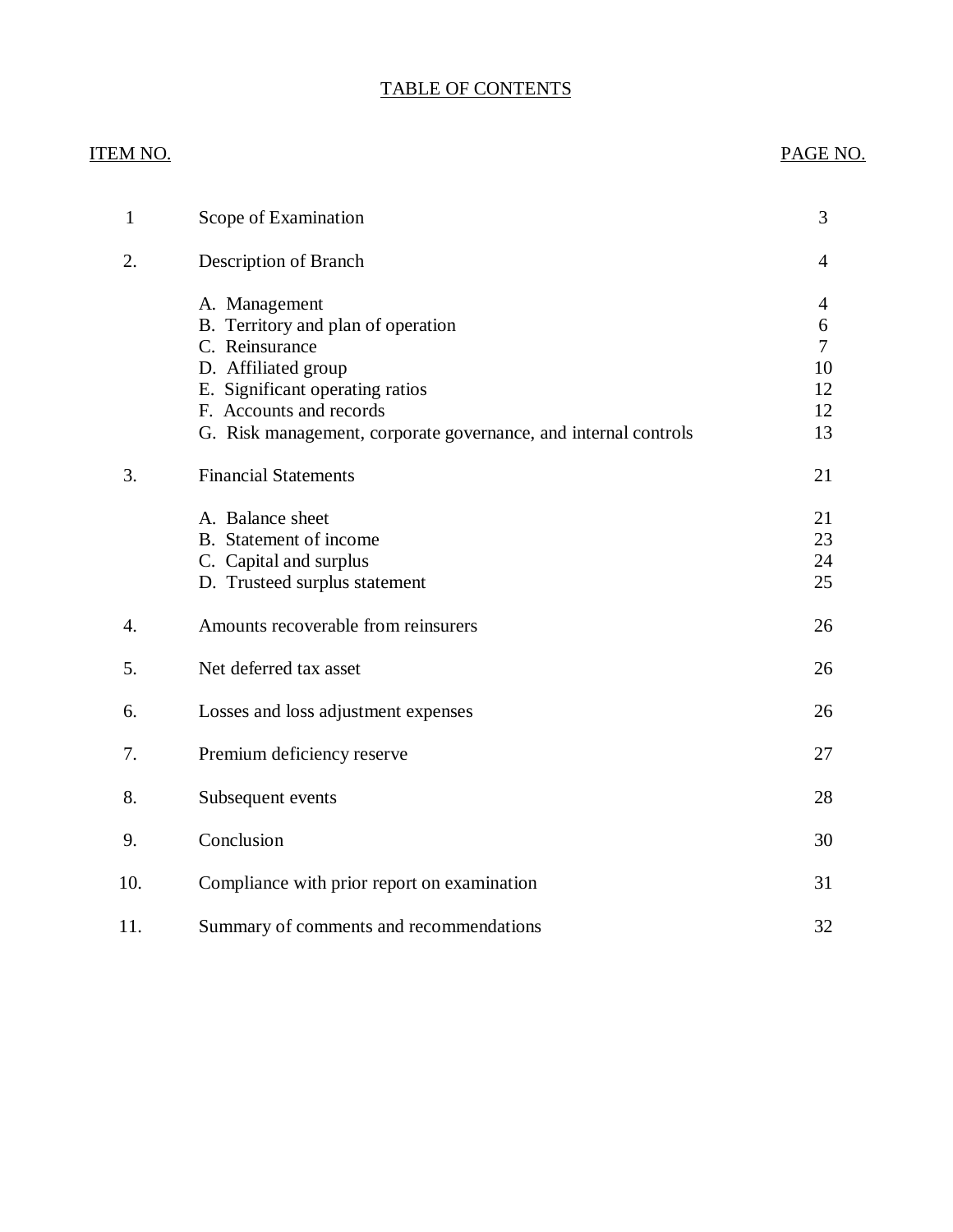# TABLE OF CONTENTS

| ITEM NO. | | PAGE NO. |
|---|---|---|
| 1 | Scope of Examination | 3 |
| 2. | Description of Branch | 4 |
| | A. Management | 4 |
| | B. Territory and plan of operation | 6 |
| | C. Reinsurance | 7 |
| | D. Affiliated group | 10 |
| | E. Significant operating ratios | 12 |
| | F. Accounts and records | 12 |
| | G. Risk management, corporate governance, and internal controls | 13 |
| 3. | Financial Statements | 21 |
| | A. Balance sheet | 21 |
| | B. Statement of income | 23 |
| | C. Capital and surplus | 24 |
| | D. Trusteed surplus statement | 25 |
| 4. | Amounts recoverable from reinsurers | 26 |
| 5. | Net deferred tax asset | 26 |
| 6. | Losses and loss adjustment expenses | 26 |
| 7. | Premium deficiency reserve | 27 |
| 8. | Subsequent events | 28 |
| 9. | Conclusion | 30 |
| 10. | Compliance with prior report on examination | 31 |
| 11. | Summary of comments and recommendations | 32 |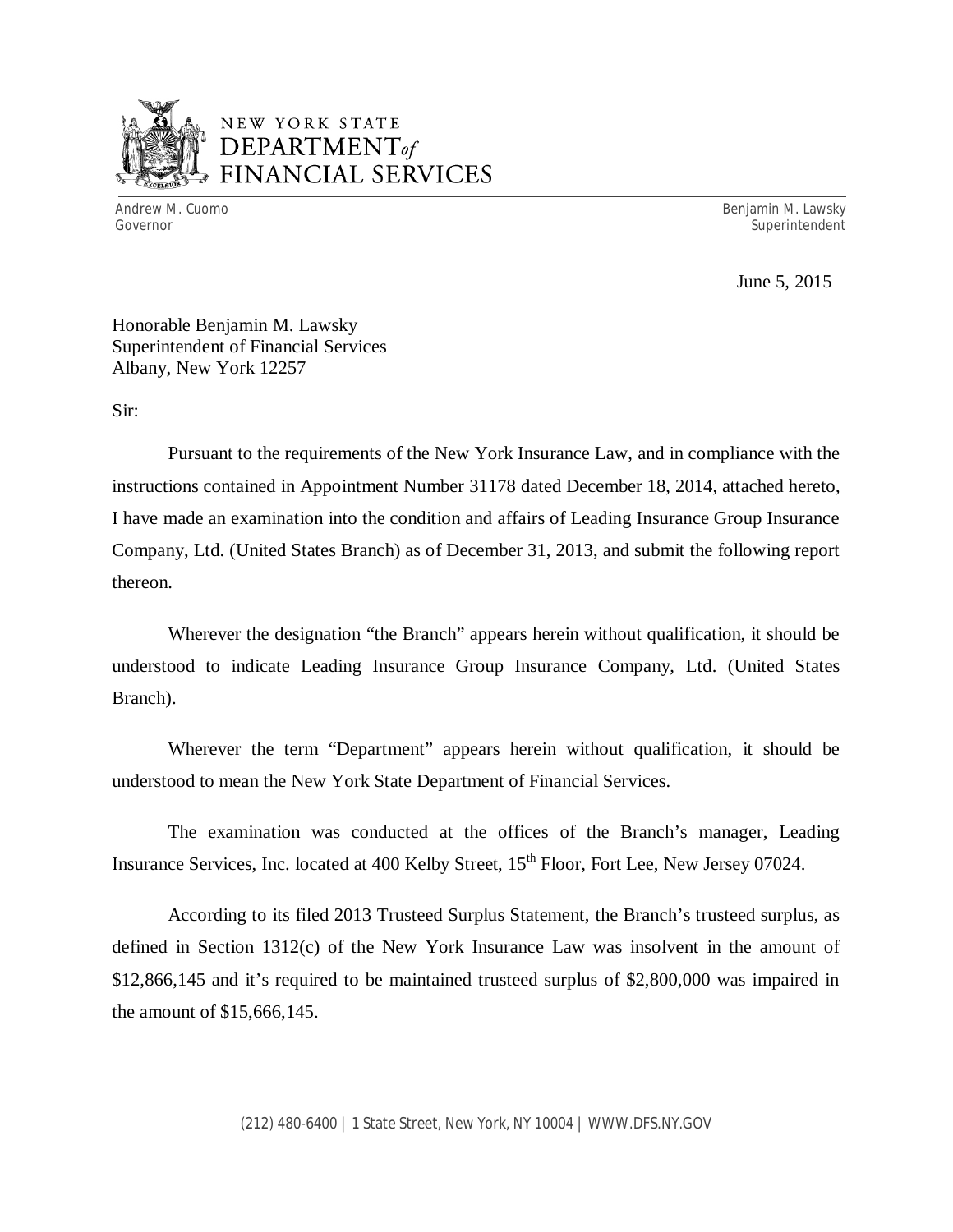NEW YORK STATE
DEPARTMENT *of*
FINANCIAL SERVICES

Andrew M. Cuomo
Governor

Benjamin M. Lawsky
Superintendent

June 5, 2015

Honorable Benjamin M. Lawsky
Superintendent of Financial Services
Albany, New York 12257

Sir:

Pursuant to the requirements of the New York Insurance Law, and in compliance with the instructions contained in Appointment Number 31178 dated December 18, 2014, attached hereto, I have made an examination into the condition and affairs of Leading Insurance Group Insurance Company, Ltd. (United States Branch) as of December 31, 2013, and submit the following report thereon.

Wherever the designation "the Branch" appears herein without qualification, it should be understood to indicate Leading Insurance Group Insurance Company, Ltd. (United States Branch).

Wherever the term "Department" appears herein without qualification, it should be understood to mean the New York State Department of Financial Services.

The examination was conducted at the offices of the Branch's manager, Leading Insurance Services, Inc. located at 400 Kelby Street, 15th Floor, Fort Lee, New Jersey 07024.

According to its filed 2013 Trusteed Surplus Statement, the Branch's trusteed surplus, as defined in Section 1312(c) of the New York Insurance Law was insolvent in the amount of $12,866,145 and it's required to be maintained trusteed surplus of $2,800,000 was impaired in the amount of $15,666,145.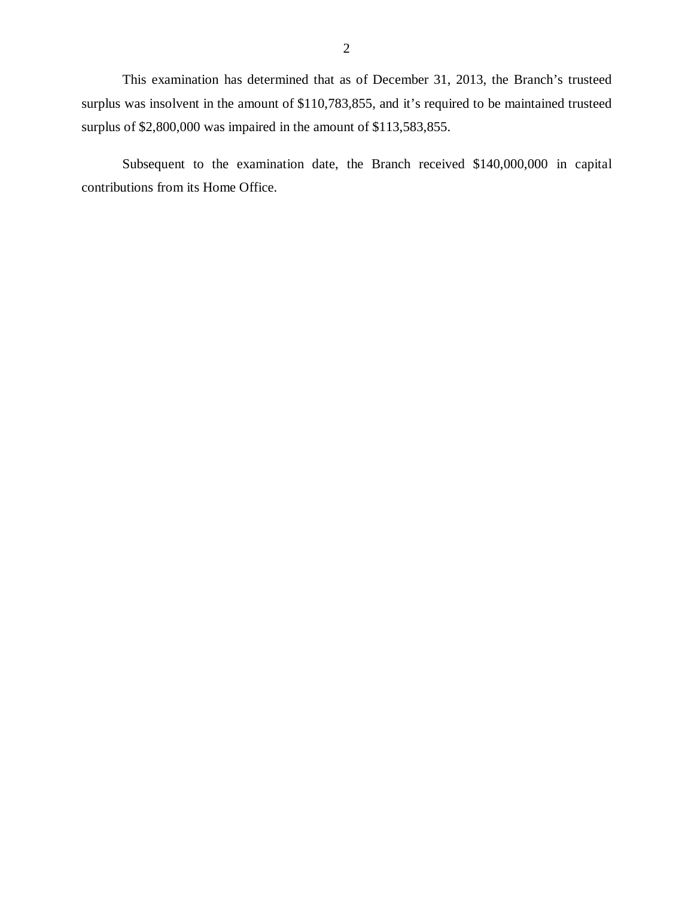This examination has determined that as of December 31, 2013, the Branch's trusteed surplus was insolvent in the amount of $110,783,855, and it's required to be maintained trusteed surplus of $2,800,000 was impaired in the amount of $113,583,855.

Subsequent to the examination date, the Branch received $140,000,000 in capital contributions from its Home Office.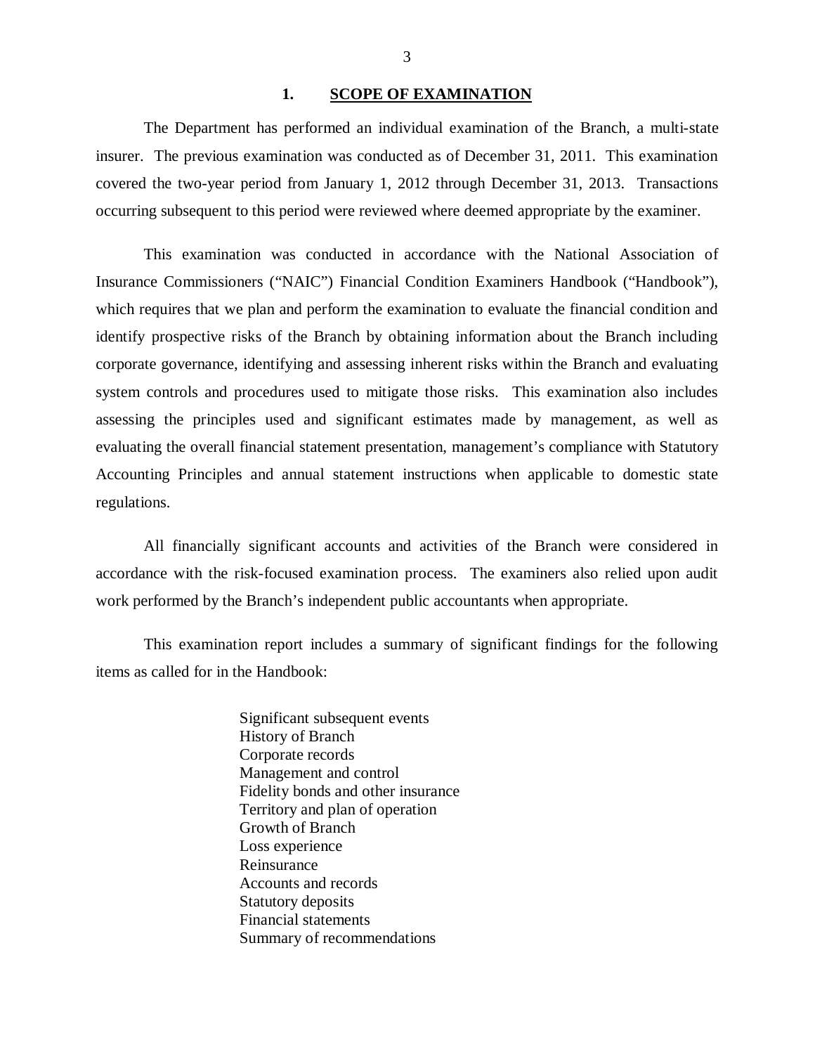## 1. SCOPE OF EXAMINATION

The Department has performed an individual examination of the Branch, a multi-state insurer. The previous examination was conducted as of December 31, 2011. This examination covered the two-year period from January 1, 2012 through December 31, 2013. Transactions occurring subsequent to this period were reviewed where deemed appropriate by the examiner.

This examination was conducted in accordance with the National Association of Insurance Commissioners ("NAIC") Financial Condition Examiners Handbook ("Handbook"), which requires that we plan and perform the examination to evaluate the financial condition and identify prospective risks of the Branch by obtaining information about the Branch including corporate governance, identifying and assessing inherent risks within the Branch and evaluating system controls and procedures used to mitigate those risks. This examination also includes assessing the principles used and significant estimates made by management, as well as evaluating the overall financial statement presentation, management's compliance with Statutory Accounting Principles and annual statement instructions when applicable to domestic state regulations.

All financially significant accounts and activities of the Branch were considered in accordance with the risk-focused examination process. The examiners also relied upon audit work performed by the Branch's independent public accountants when appropriate.

This examination report includes a summary of significant findings for the following items as called for in the Handbook:

Significant subsequent events
History of Branch
Corporate records
Management and control
Fidelity bonds and other insurance
Territory and plan of operation
Growth of Branch
Loss experience
Reinsurance
Accounts and records
Statutory deposits
Financial statements
Summary of recommendations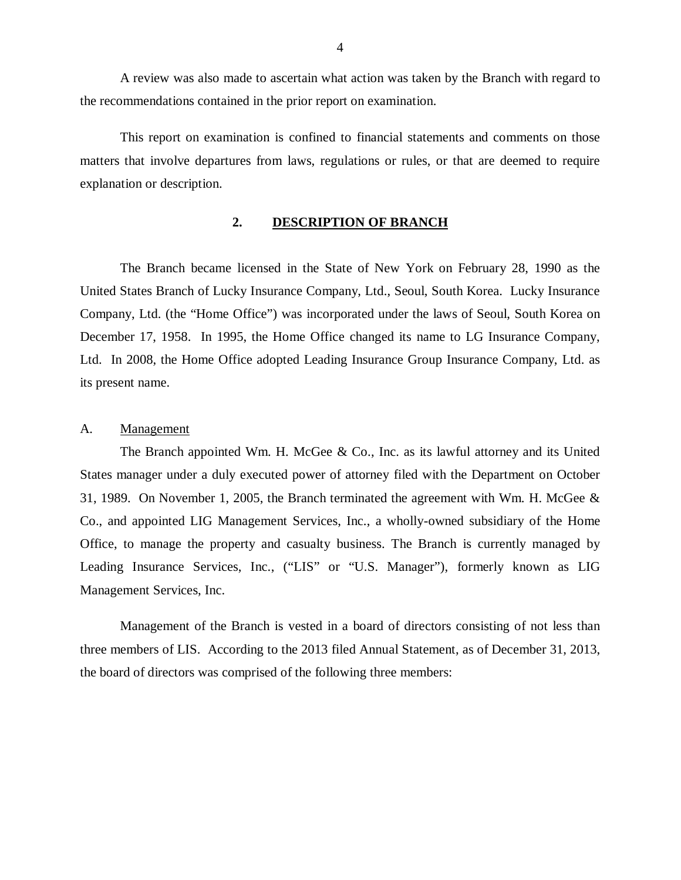A review was also made to ascertain what action was taken by the Branch with regard to the recommendations contained in the prior report on examination.

This report on examination is confined to financial statements and comments on those matters that involve departures from laws, regulations or rules, or that are deemed to require explanation or description.

## 2. DESCRIPTION OF BRANCH

The Branch became licensed in the State of New York on February 28, 1990 as the United States Branch of Lucky Insurance Company, Ltd., Seoul, South Korea. Lucky Insurance Company, Ltd. (the "Home Office") was incorporated under the laws of Seoul, South Korea on December 17, 1958. In 1995, the Home Office changed its name to LG Insurance Company, Ltd. In 2008, the Home Office adopted Leading Insurance Group Insurance Company, Ltd. as its present name.

### A. Management

The Branch appointed Wm. H. McGee & Co., Inc. as its lawful attorney and its United States manager under a duly executed power of attorney filed with the Department on October 31, 1989. On November 1, 2005, the Branch terminated the agreement with Wm. H. McGee & Co., and appointed LIG Management Services, Inc., a wholly-owned subsidiary of the Home Office, to manage the property and casualty business. The Branch is currently managed by Leading Insurance Services, Inc., ("LIS" or "U.S. Manager"), formerly known as LIG Management Services, Inc.

Management of the Branch is vested in a board of directors consisting of not less than three members of LIS. According to the 2013 filed Annual Statement, as of December 31, 2013, the board of directors was comprised of the following three members: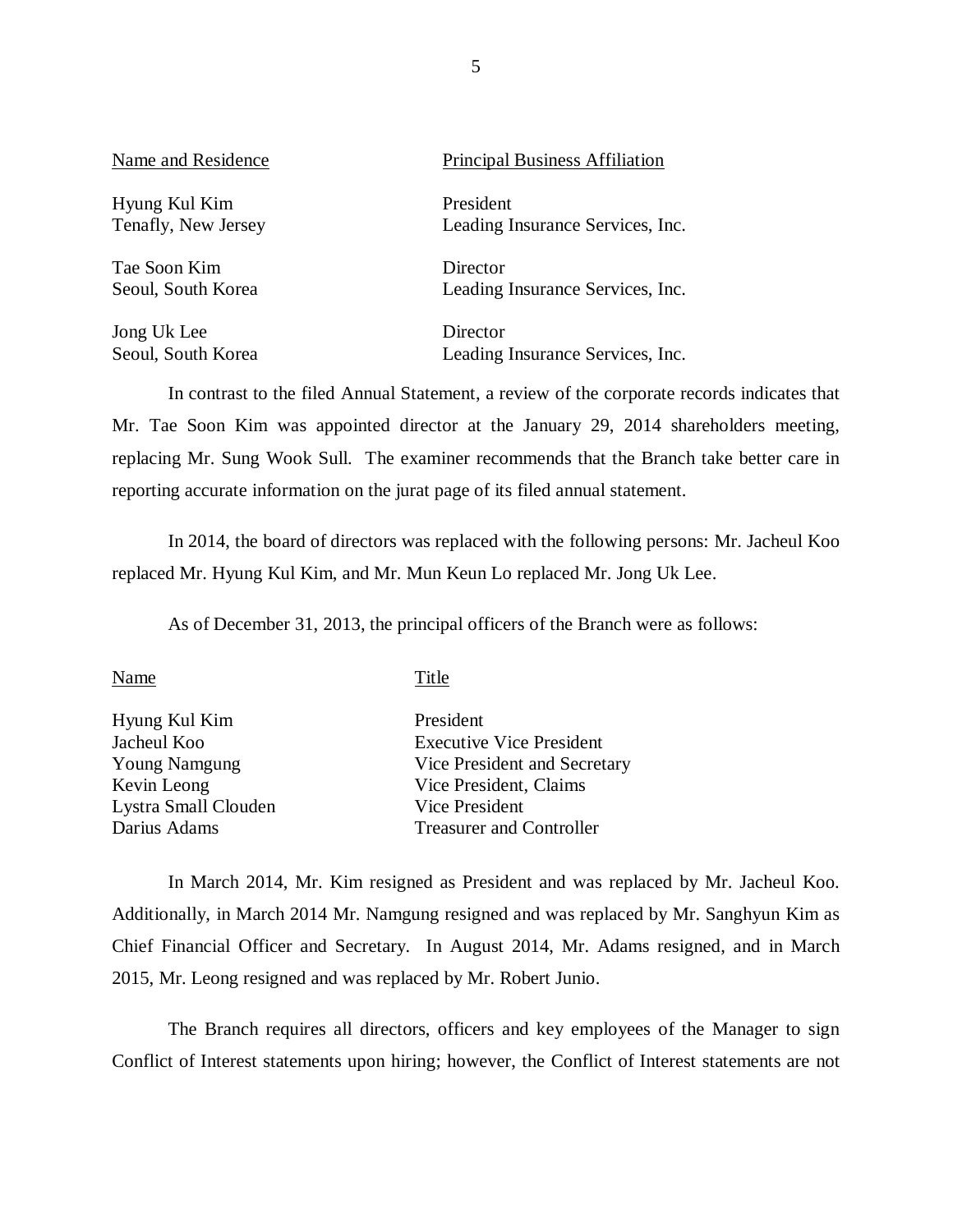| Name and Residence | Principal Business Affiliation |
|---|---|
| Hyung Kul Kim<br>Tenafly, New Jersey | President<br>Leading Insurance Services, Inc. |
| Tae Soon Kim<br>Seoul, South Korea | Director<br>Leading Insurance Services, Inc. |
| Jong Uk Lee<br>Seoul, South Korea | Director<br>Leading Insurance Services, Inc. |

In contrast to the filed Annual Statement, a review of the corporate records indicates that Mr. Tae Soon Kim was appointed director at the January 29, 2014 shareholders meeting, replacing Mr. Sung Wook Sull. The examiner recommends that the Branch take better care in reporting accurate information on the jurat page of its filed annual statement.

In 2014, the board of directors was replaced with the following persons: Mr. Jacheul Koo replaced Mr. Hyung Kul Kim, and Mr. Mun Keun Lo replaced Mr. Jong Uk Lee.

As of December 31, 2013, the principal officers of the Branch were as follows:

| Name | Title |
|---|---|
| Hyung Kul Kim | President |
| Jacheul Koo | Executive Vice President |
| Young Namgung | Vice President and Secretary |
| Kevin Leong | Vice President, Claims |
| Lystra Small Clouden | Vice President |
| Darius Adams | Treasurer and Controller |

In March 2014, Mr. Kim resigned as President and was replaced by Mr. Jacheul Koo. Additionally, in March 2014 Mr. Namgung resigned and was replaced by Mr. Sanghyun Kim as Chief Financial Officer and Secretary. In August 2014, Mr. Adams resigned, and in March 2015, Mr. Leong resigned and was replaced by Mr. Robert Junio.

The Branch requires all directors, officers and key employees of the Manager to sign Conflict of Interest statements upon hiring; however, the Conflict of Interest statements are not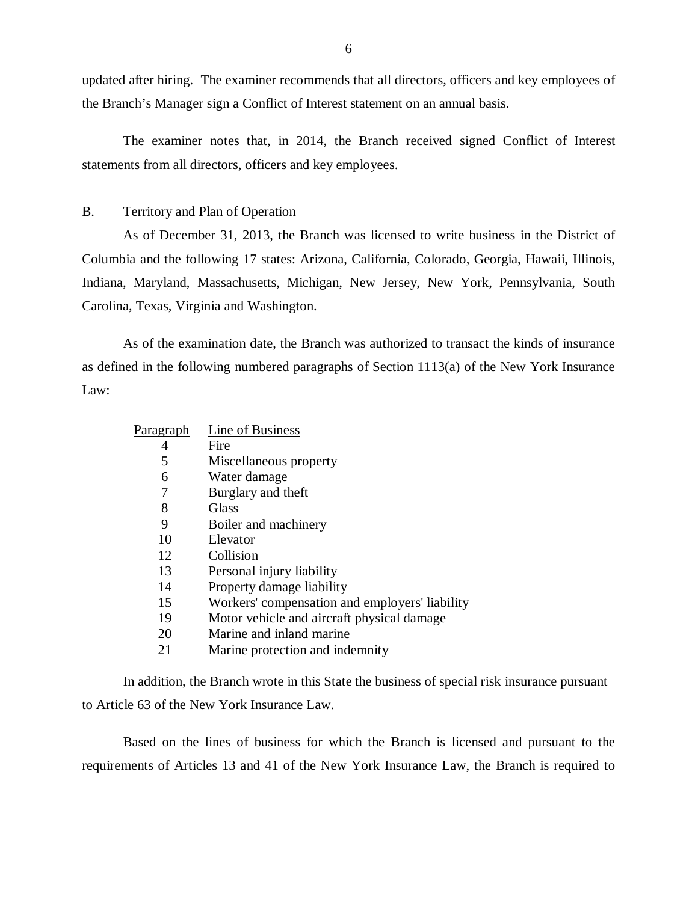updated after hiring. The examiner recommends that all directors, officers and key employees of the Branch's Manager sign a Conflict of Interest statement on an annual basis.

The examiner notes that, in 2014, the Branch received signed Conflict of Interest statements from all directors, officers and key employees.

B. Territory and Plan of Operation

As of December 31, 2013, the Branch was licensed to write business in the District of Columbia and the following 17 states: Arizona, California, Colorado, Georgia, Hawaii, Illinois, Indiana, Maryland, Massachusetts, Michigan, New Jersey, New York, Pennsylvania, South Carolina, Texas, Virginia and Washington.

As of the examination date, the Branch was authorized to transact the kinds of insurance as defined in the following numbered paragraphs of Section 1113(a) of the New York Insurance Law:

| Paragraph | Line of Business |
|---|---|
| 4 | Fire |
| 5 | Miscellaneous property |
| 6 | Water damage |
| 7 | Burglary and theft |
| 8 | Glass |
| 9 | Boiler and machinery |
| 10 | Elevator |
| 12 | Collision |
| 13 | Personal injury liability |
| 14 | Property damage liability |
| 15 | Workers' compensation and employers' liability |
| 19 | Motor vehicle and aircraft physical damage |
| 20 | Marine and inland marine |
| 21 | Marine protection and indemnity |

In addition, the Branch wrote in this State the business of special risk insurance pursuant to Article 63 of the New York Insurance Law.

Based on the lines of business for which the Branch is licensed and pursuant to the requirements of Articles 13 and 41 of the New York Insurance Law, the Branch is required to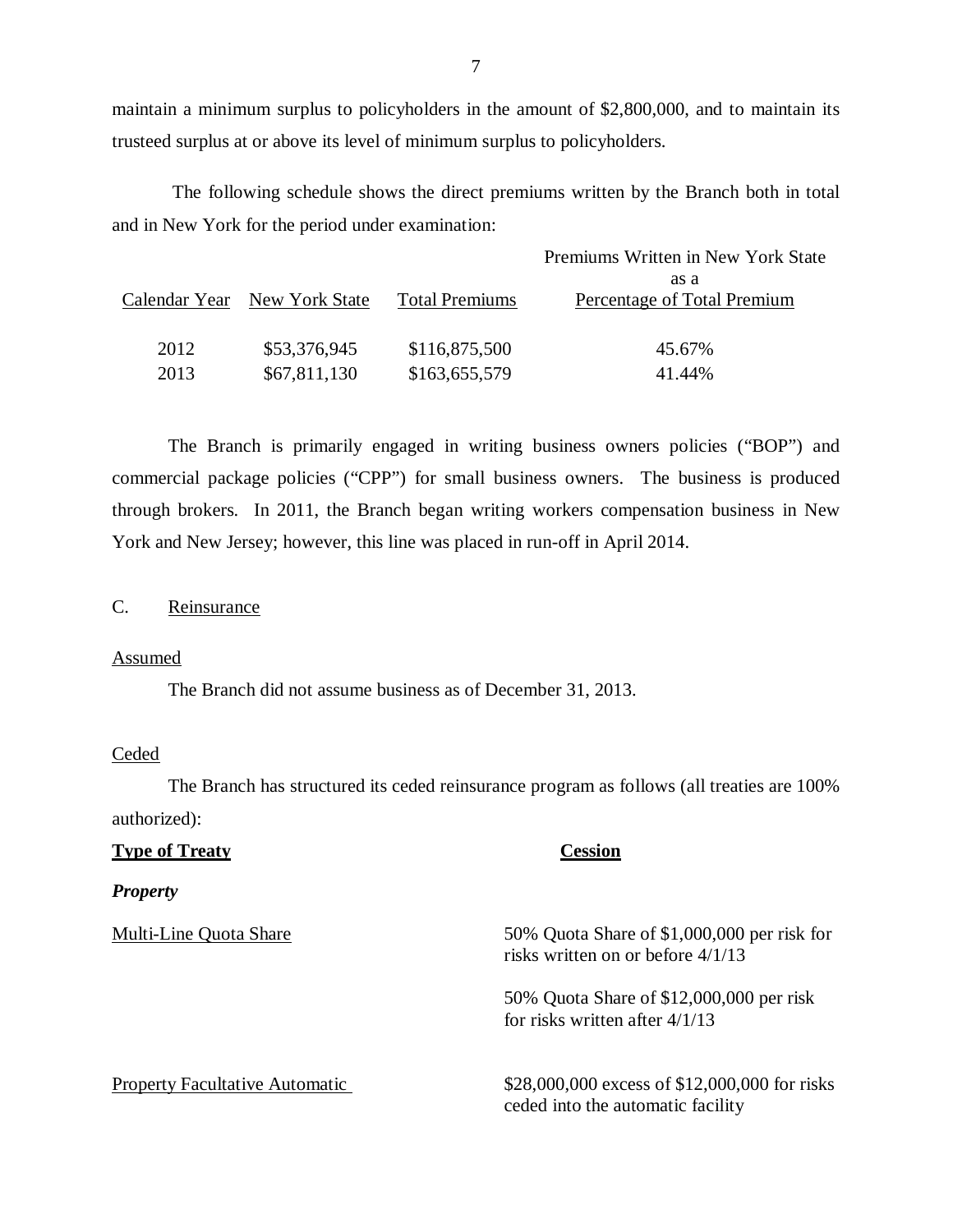maintain a minimum surplus to policyholders in the amount of $2,800,000, and to maintain its trusteed surplus at or above its level of minimum surplus to policyholders.

The following schedule shows the direct premiums written by the Branch both in total and in New York for the period under examination:

| Calendar Year | New York State | Total Premiums | Premiums Written in New York State as a Percentage of Total Premium |
|---|---|---|---|
| 2012 | $53,376,945 | $116,875,500 | 45.67% |
| 2013 | $67,811,130 | $163,655,579 | 41.44% |

The Branch is primarily engaged in writing business owners policies ("BOP") and commercial package policies ("CPP") for small business owners. The business is produced through brokers. In 2011, the Branch began writing workers compensation business in New York and New Jersey; however, this line was placed in run-off in April 2014.

## C. Reinsurance

### Assumed

The Branch did not assume business as of December 31, 2013.

### Ceded

The Branch has structured its ceded reinsurance program as follows (all treaties are 100% authorized):

| **Type of Treaty** | **Cession** |
|---|---|
| ***Property*** | |
| Multi-Line Quota Share | 50% Quota Share of $1,000,000 per risk for risks written on or before 4/1/13 |
| | 50% Quota Share of $12,000,000 per risk for risks written after 4/1/13 |
| Property Facultative Automatic | $28,000,000 excess of $12,000,000 for risks ceded into the automatic facility |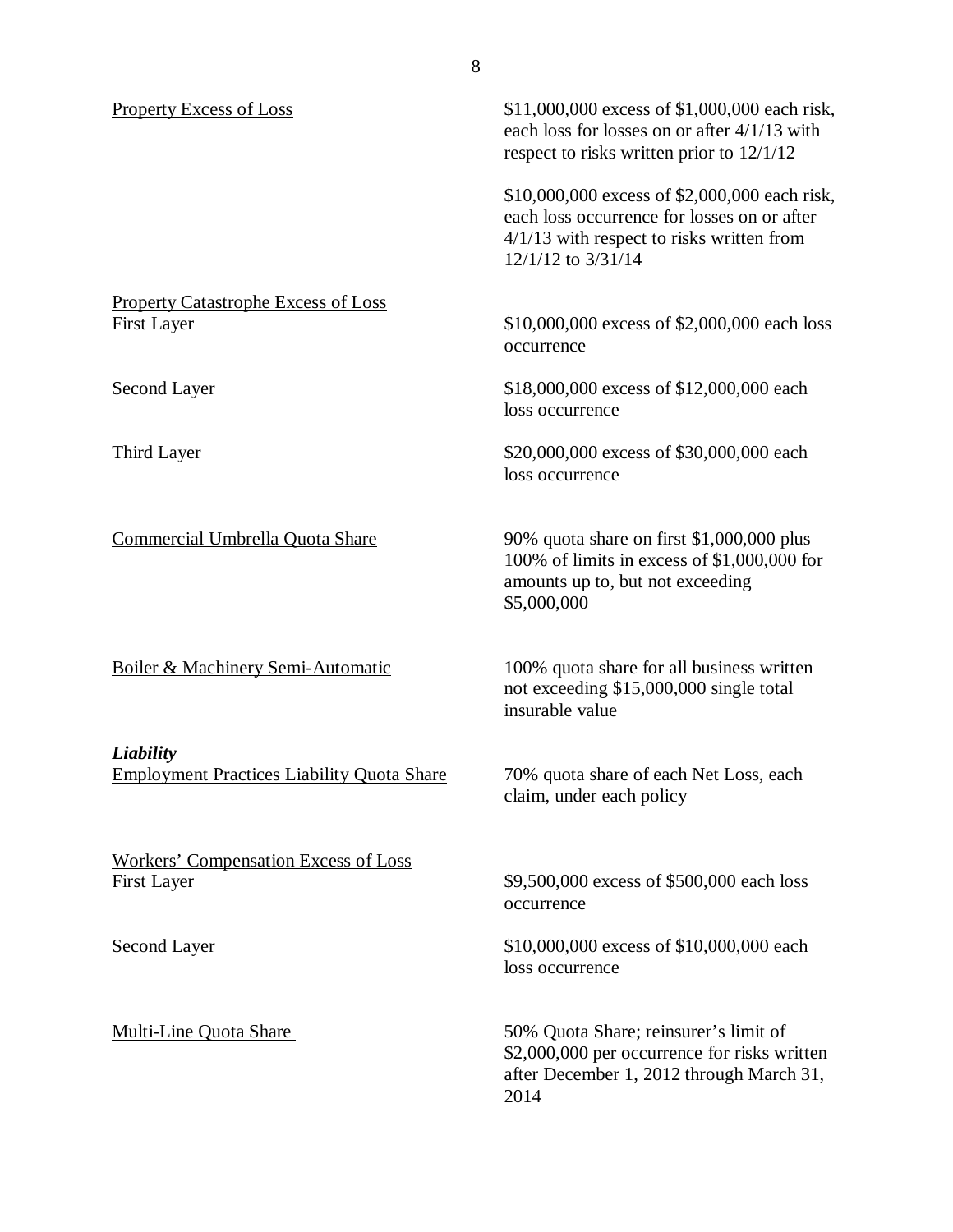| | |
|---|---|
| Property Excess of Loss | $11,000,000 excess of $1,000,000 each risk, each loss for losses on or after 4/1/13 with respect to risks written prior to 12/1/12 |
| | $10,000,000 excess of $2,000,000 each risk, each loss occurrence for losses on or after 4/1/13 with respect to risks written from 12/1/12 to 3/31/14 |
| Property Catastrophe Excess of Loss | |
| First Layer | $10,000,000 excess of $2,000,000 each loss occurrence |
| Second Layer | $18,000,000 excess of $12,000,000 each loss occurrence |
| Third Layer | $20,000,000 excess of $30,000,000 each loss occurrence |
| Commercial Umbrella Quota Share | 90% quota share on first $1,000,000 plus 100% of limits in excess of $1,000,000 for amounts up to, but not exceeding $5,000,000 |
| Boiler & Machinery Semi-Automatic | 100% quota share for all business written not exceeding $15,000,000 single total insurable value |
| ***Liability*** | |
| Employment Practices Liability Quota Share | 70% quota share of each Net Loss, each claim, under each policy |
| Workers' Compensation Excess of Loss | |
| First Layer | $9,500,000 excess of $500,000 each loss occurrence |
| Second Layer | $10,000,000 excess of $10,000,000 each loss occurrence |
| Multi-Line Quota Share | 50% Quota Share; reinsurer's limit of $2,000,000 per occurrence for risks written after December 1, 2012 through March 31, 2014 |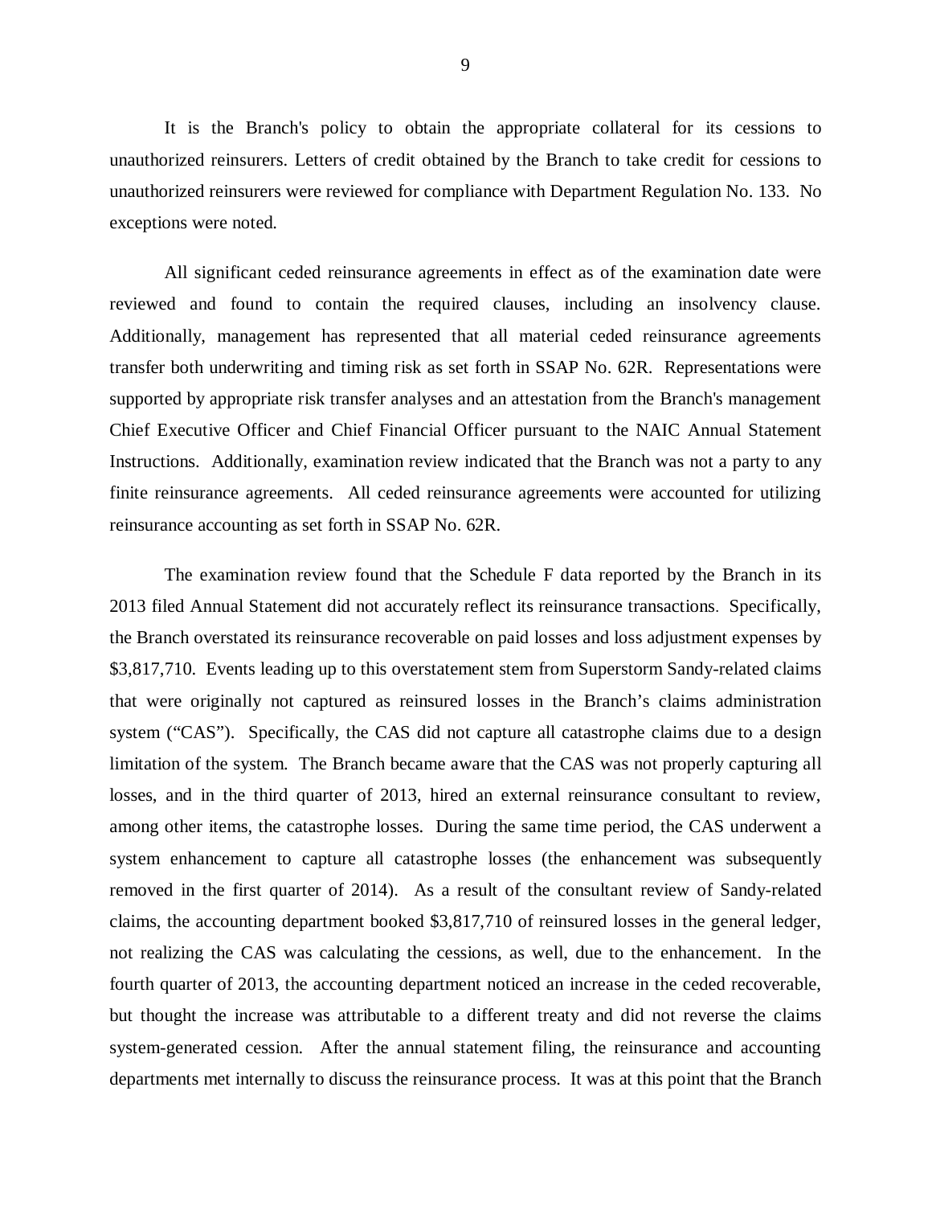It is the Branch's policy to obtain the appropriate collateral for its cessions to unauthorized reinsurers. Letters of credit obtained by the Branch to take credit for cessions to unauthorized reinsurers were reviewed for compliance with Department Regulation No. 133. No exceptions were noted.

All significant ceded reinsurance agreements in effect as of the examination date were reviewed and found to contain the required clauses, including an insolvency clause. Additionally, management has represented that all material ceded reinsurance agreements transfer both underwriting and timing risk as set forth in SSAP No. 62R. Representations were supported by appropriate risk transfer analyses and an attestation from the Branch's management Chief Executive Officer and Chief Financial Officer pursuant to the NAIC Annual Statement Instructions. Additionally, examination review indicated that the Branch was not a party to any finite reinsurance agreements. All ceded reinsurance agreements were accounted for utilizing reinsurance accounting as set forth in SSAP No. 62R.

The examination review found that the Schedule F data reported by the Branch in its 2013 filed Annual Statement did not accurately reflect its reinsurance transactions. Specifically, the Branch overstated its reinsurance recoverable on paid losses and loss adjustment expenses by $3,817,710. Events leading up to this overstatement stem from Superstorm Sandy-related claims that were originally not captured as reinsured losses in the Branch's claims administration system ("CAS"). Specifically, the CAS did not capture all catastrophe claims due to a design limitation of the system. The Branch became aware that the CAS was not properly capturing all losses, and in the third quarter of 2013, hired an external reinsurance consultant to review, among other items, the catastrophe losses. During the same time period, the CAS underwent a system enhancement to capture all catastrophe losses (the enhancement was subsequently removed in the first quarter of 2014). As a result of the consultant review of Sandy-related claims, the accounting department booked $3,817,710 of reinsured losses in the general ledger, not realizing the CAS was calculating the cessions, as well, due to the enhancement. In the fourth quarter of 2013, the accounting department noticed an increase in the ceded recoverable, but thought the increase was attributable to a different treaty and did not reverse the claims system-generated cession. After the annual statement filing, the reinsurance and accounting departments met internally to discuss the reinsurance process. It was at this point that the Branch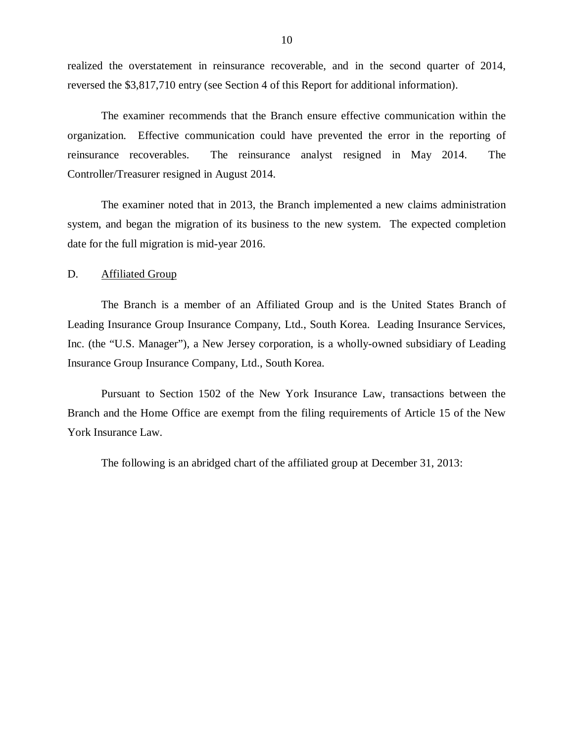realized the overstatement in reinsurance recoverable, and in the second quarter of 2014, reversed the $3,817,710 entry (see Section 4 of this Report for additional information).

The examiner recommends that the Branch ensure effective communication within the organization. Effective communication could have prevented the error in the reporting of reinsurance recoverables. The reinsurance analyst resigned in May 2014. The Controller/Treasurer resigned in August 2014.

The examiner noted that in 2013, the Branch implemented a new claims administration system, and began the migration of its business to the new system. The expected completion date for the full migration is mid-year 2016.

D. Affiliated Group

The Branch is a member of an Affiliated Group and is the United States Branch of Leading Insurance Group Insurance Company, Ltd., South Korea. Leading Insurance Services, Inc. (the "U.S. Manager"), a New Jersey corporation, is a wholly-owned subsidiary of Leading Insurance Group Insurance Company, Ltd., South Korea.

Pursuant to Section 1502 of the New York Insurance Law, transactions between the Branch and the Home Office are exempt from the filing requirements of Article 15 of the New York Insurance Law.

The following is an abridged chart of the affiliated group at December 31, 2013: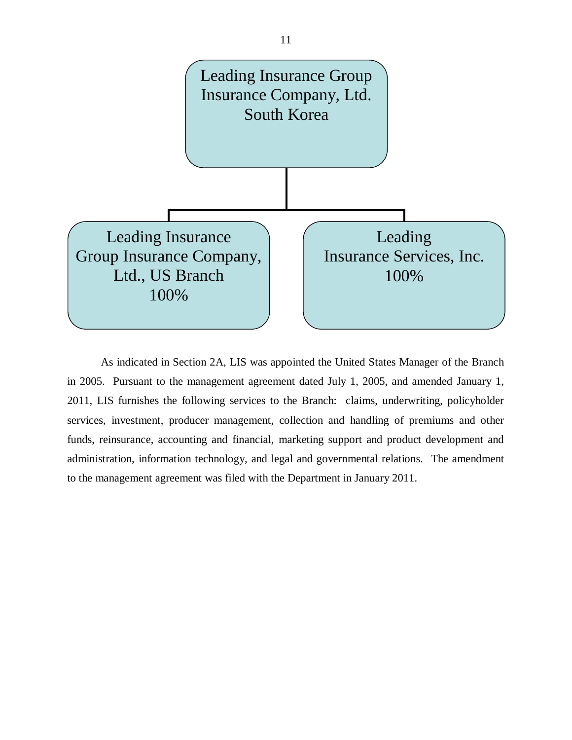Leading Insurance Group Insurance Company, Ltd. South Korea

Leading Insurance Group Insurance Company, Ltd., US Branch 100%

Leading Insurance Services, Inc. 100%

As indicated in Section 2A, LIS was appointed the United States Manager of the Branch in 2005. Pursuant to the management agreement dated July 1, 2005, and amended January 1, 2011, LIS furnishes the following services to the Branch: claims, underwriting, policyholder services, investment, producer management, collection and handling of premiums and other funds, reinsurance, accounting and financial, marketing support and product development and administration, information technology, and legal and governmental relations. The amendment to the management agreement was filed with the Department in January 2011.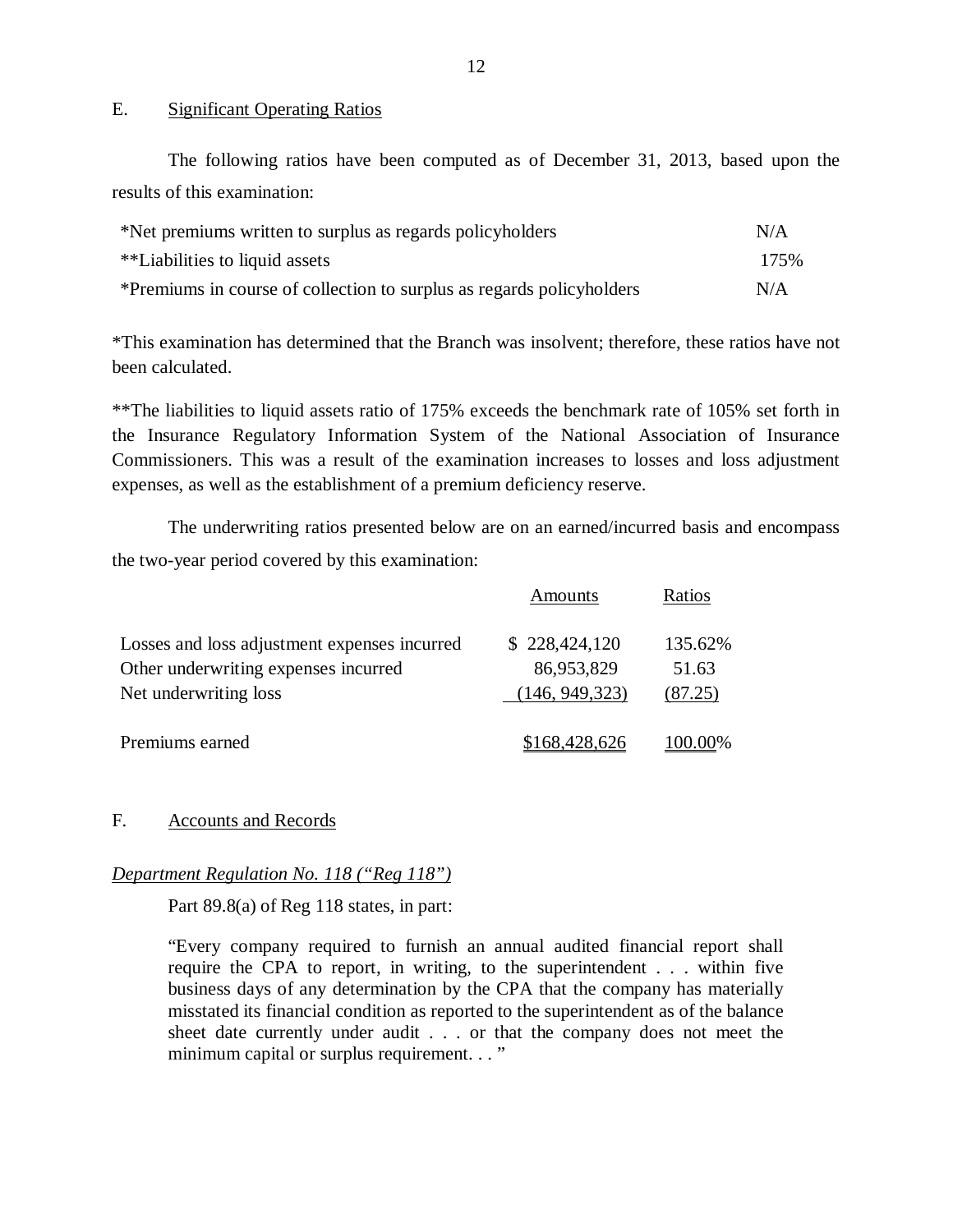## E. Significant Operating Ratios

The following ratios have been computed as of December 31, 2013, based upon the results of this examination:

| | |
|---|---|
| *Net premiums written to surplus as regards policyholders | N/A |
| **Liabilities to liquid assets | 175% |
| *Premiums in course of collection to surplus as regards policyholders | N/A |

*This examination has determined that the Branch was insolvent; therefore, these ratios have not been calculated.

**The liabilities to liquid assets ratio of 175% exceeds the benchmark rate of 105% set forth in the Insurance Regulatory Information System of the National Association of Insurance Commissioners. This was a result of the examination increases to losses and loss adjustment expenses, as well as the establishment of a premium deficiency reserve.

The underwriting ratios presented below are on an earned/incurred basis and encompass the two-year period covered by this examination:

| | Amounts | Ratios |
|---|---|---|
| Losses and loss adjustment expenses incurred | $ 228,424,120 | 135.62% |
| Other underwriting expenses incurred | 86,953,829 | 51.63 |
| Net underwriting loss | (146, 949,323) | (87.25) |
| Premiums earned | $168,428,626 | 100.00% |

## F. Accounts and Records

*Department Regulation No. 118 ("Reg 118")*

Part 89.8(a) of Reg 118 states, in part:

> "Every company required to furnish an annual audited financial report shall require the CPA to report, in writing, to the superintendent . . . within five business days of any determination by the CPA that the company has materially misstated its financial condition as reported to the superintendent as of the balance sheet date currently under audit . . . or that the company does not meet the minimum capital or surplus requirement. . . "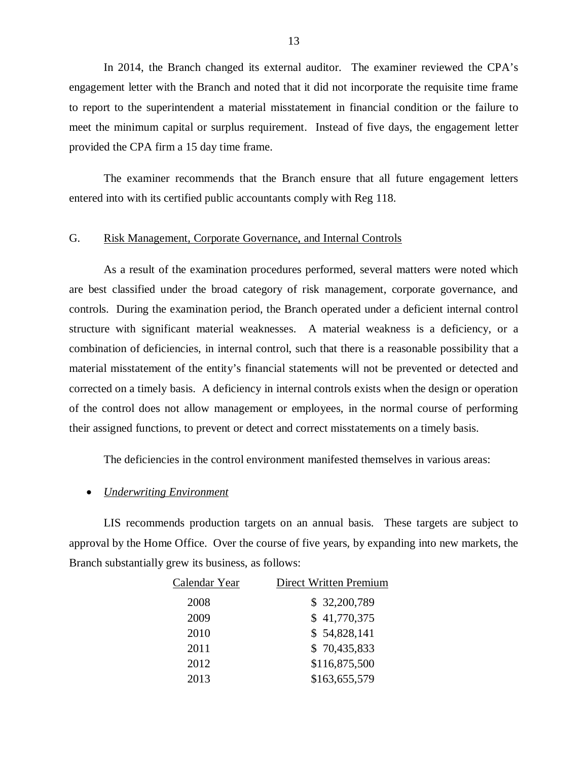In 2014, the Branch changed its external auditor. The examiner reviewed the CPA's engagement letter with the Branch and noted that it did not incorporate the requisite time frame to report to the superintendent a material misstatement in financial condition or the failure to meet the minimum capital or surplus requirement. Instead of five days, the engagement letter provided the CPA firm a 15 day time frame.

The examiner recommends that the Branch ensure that all future engagement letters entered into with its certified public accountants comply with Reg 118.

## G. Risk Management, Corporate Governance, and Internal Controls

As a result of the examination procedures performed, several matters were noted which are best classified under the broad category of risk management, corporate governance, and controls. During the examination period, the Branch operated under a deficient internal control structure with significant material weaknesses. A material weakness is a deficiency, or a combination of deficiencies, in internal control, such that there is a reasonable possibility that a material misstatement of the entity's financial statements will not be prevented or detected and corrected on a timely basis. A deficiency in internal controls exists when the design or operation of the control does not allow management or employees, in the normal course of performing their assigned functions, to prevent or detect and correct misstatements on a timely basis.

The deficiencies in the control environment manifested themselves in various areas:

- *Underwriting Environment*

LIS recommends production targets on an annual basis. These targets are subject to approval by the Home Office. Over the course of five years, by expanding into new markets, the Branch substantially grew its business, as follows:

| Calendar Year | Direct Written Premium |
|---|---|
| 2008 | $ 32,200,789 |
| 2009 | $ 41,770,375 |
| 2010 | $ 54,828,141 |
| 2011 | $ 70,435,833 |
| 2012 | $116,875,500 |
| 2013 | $163,655,579 |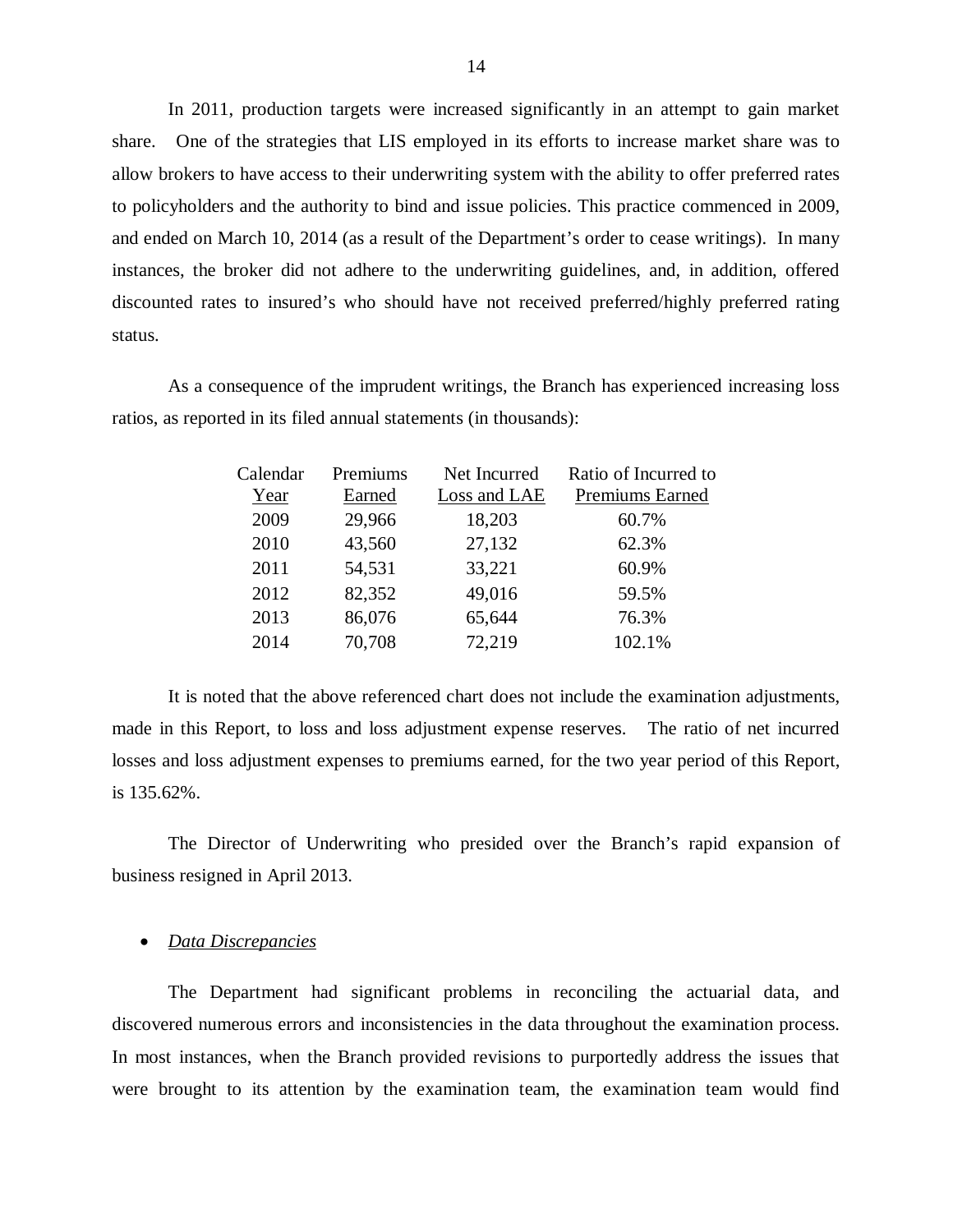In 2011, production targets were increased significantly in an attempt to gain market share. One of the strategies that LIS employed in its efforts to increase market share was to allow brokers to have access to their underwriting system with the ability to offer preferred rates to policyholders and the authority to bind and issue policies. This practice commenced in 2009, and ended on March 10, 2014 (as a result of the Department's order to cease writings). In many instances, the broker did not adhere to the underwriting guidelines, and, in addition, offered discounted rates to insured's who should have not received preferred/highly preferred rating status.

As a consequence of the imprudent writings, the Branch has experienced increasing loss ratios, as reported in its filed annual statements (in thousands):

| Calendar Year | Premiums Earned | Net Incurred Loss and LAE | Ratio of Incurred to Premiums Earned |
|---|---|---|---|
| 2009 | 29,966 | 18,203 | 60.7% |
| 2010 | 43,560 | 27,132 | 62.3% |
| 2011 | 54,531 | 33,221 | 60.9% |
| 2012 | 82,352 | 49,016 | 59.5% |
| 2013 | 86,076 | 65,644 | 76.3% |
| 2014 | 70,708 | 72,219 | 102.1% |

It is noted that the above referenced chart does not include the examination adjustments, made in this Report, to loss and loss adjustment expense reserves. The ratio of net incurred losses and loss adjustment expenses to premiums earned, for the two year period of this Report, is 135.62%.

The Director of Underwriting who presided over the Branch's rapid expansion of business resigned in April 2013.

- *Data Discrepancies*

The Department had significant problems in reconciling the actuarial data, and discovered numerous errors and inconsistencies in the data throughout the examination process. In most instances, when the Branch provided revisions to purportedly address the issues that were brought to its attention by the examination team, the examination team would find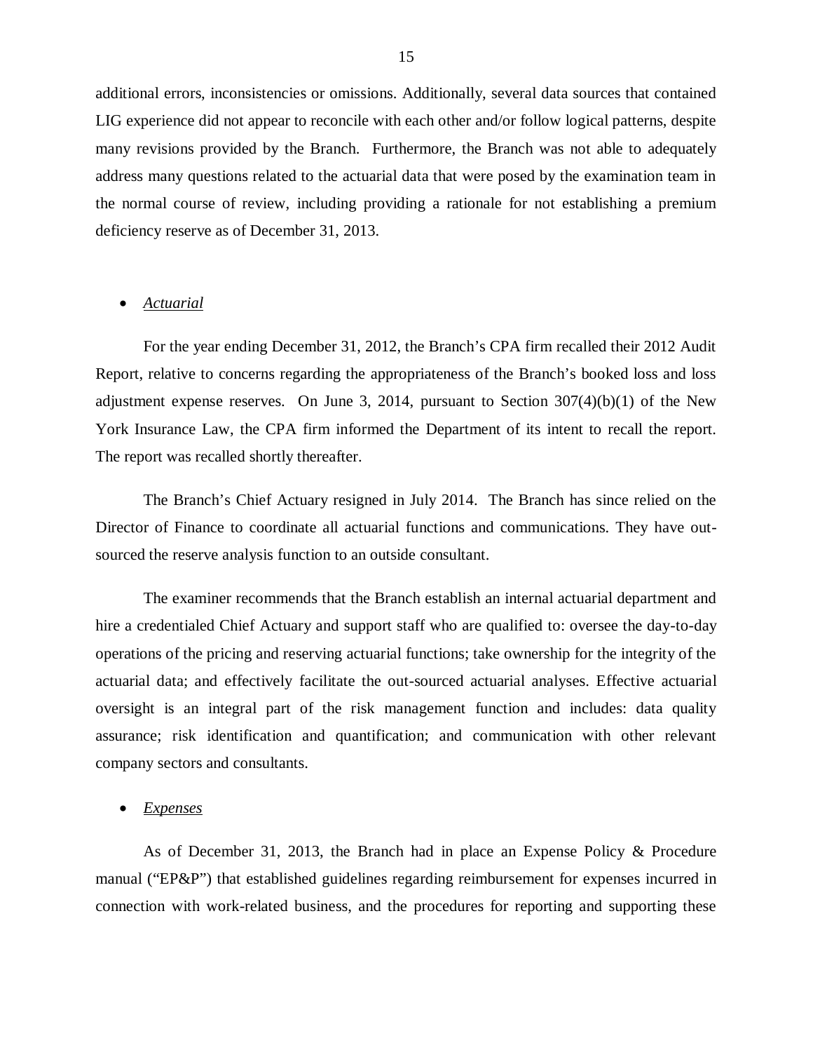additional errors, inconsistencies or omissions. Additionally, several data sources that contained LIG experience did not appear to reconcile with each other and/or follow logical patterns, despite many revisions provided by the Branch. Furthermore, the Branch was not able to adequately address many questions related to the actuarial data that were posed by the examination team in the normal course of review, including providing a rationale for not establishing a premium deficiency reserve as of December 31, 2013.

- *Actuarial*

For the year ending December 31, 2012, the Branch's CPA firm recalled their 2012 Audit Report, relative to concerns regarding the appropriateness of the Branch's booked loss and loss adjustment expense reserves. On June 3, 2014, pursuant to Section 307(4)(b)(1) of the New York Insurance Law, the CPA firm informed the Department of its intent to recall the report. The report was recalled shortly thereafter.

The Branch's Chief Actuary resigned in July 2014. The Branch has since relied on the Director of Finance to coordinate all actuarial functions and communications. They have out-sourced the reserve analysis function to an outside consultant.

The examiner recommends that the Branch establish an internal actuarial department and hire a credentialed Chief Actuary and support staff who are qualified to: oversee the day-to-day operations of the pricing and reserving actuarial functions; take ownership for the integrity of the actuarial data; and effectively facilitate the out-sourced actuarial analyses. Effective actuarial oversight is an integral part of the risk management function and includes: data quality assurance; risk identification and quantification; and communication with other relevant company sectors and consultants.

- *Expenses*

As of December 31, 2013, the Branch had in place an Expense Policy & Procedure manual ("EP&P") that established guidelines regarding reimbursement for expenses incurred in connection with work-related business, and the procedures for reporting and supporting these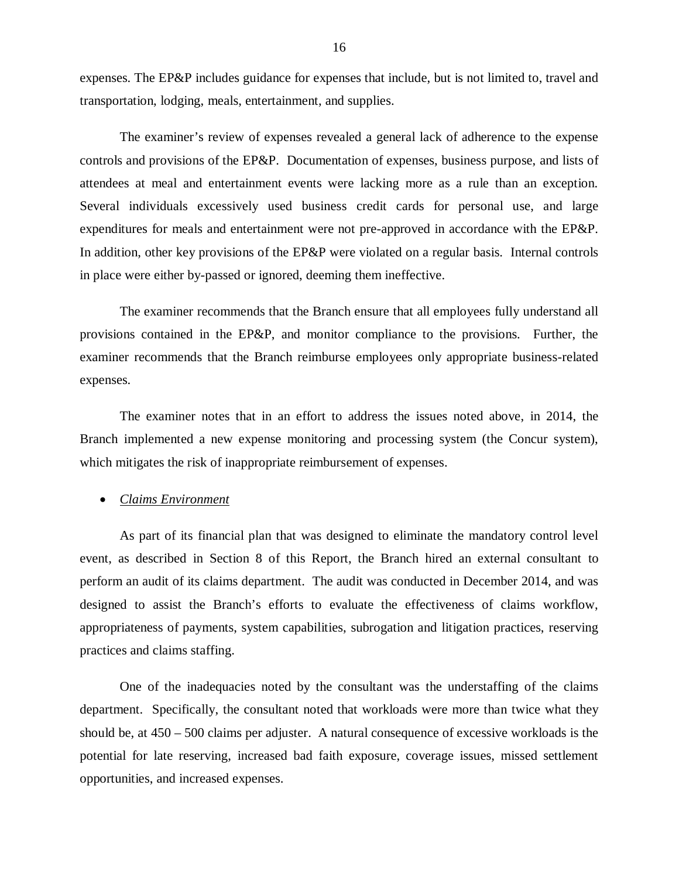expenses. The EP&P includes guidance for expenses that include, but is not limited to, travel and transportation, lodging, meals, entertainment, and supplies.

The examiner's review of expenses revealed a general lack of adherence to the expense controls and provisions of the EP&P. Documentation of expenses, business purpose, and lists of attendees at meal and entertainment events were lacking more as a rule than an exception. Several individuals excessively used business credit cards for personal use, and large expenditures for meals and entertainment were not pre-approved in accordance with the EP&P. In addition, other key provisions of the EP&P were violated on a regular basis. Internal controls in place were either by-passed or ignored, deeming them ineffective.

The examiner recommends that the Branch ensure that all employees fully understand all provisions contained in the EP&P, and monitor compliance to the provisions. Further, the examiner recommends that the Branch reimburse employees only appropriate business-related expenses.

The examiner notes that in an effort to address the issues noted above, in 2014, the Branch implemented a new expense monitoring and processing system (the Concur system), which mitigates the risk of inappropriate reimbursement of expenses.

- *Claims Environment*

As part of its financial plan that was designed to eliminate the mandatory control level event, as described in Section 8 of this Report, the Branch hired an external consultant to perform an audit of its claims department. The audit was conducted in December 2014, and was designed to assist the Branch's efforts to evaluate the effectiveness of claims workflow, appropriateness of payments, system capabilities, subrogation and litigation practices, reserving practices and claims staffing.

One of the inadequacies noted by the consultant was the understaffing of the claims department. Specifically, the consultant noted that workloads were more than twice what they should be, at 450 – 500 claims per adjuster. A natural consequence of excessive workloads is the potential for late reserving, increased bad faith exposure, coverage issues, missed settlement opportunities, and increased expenses.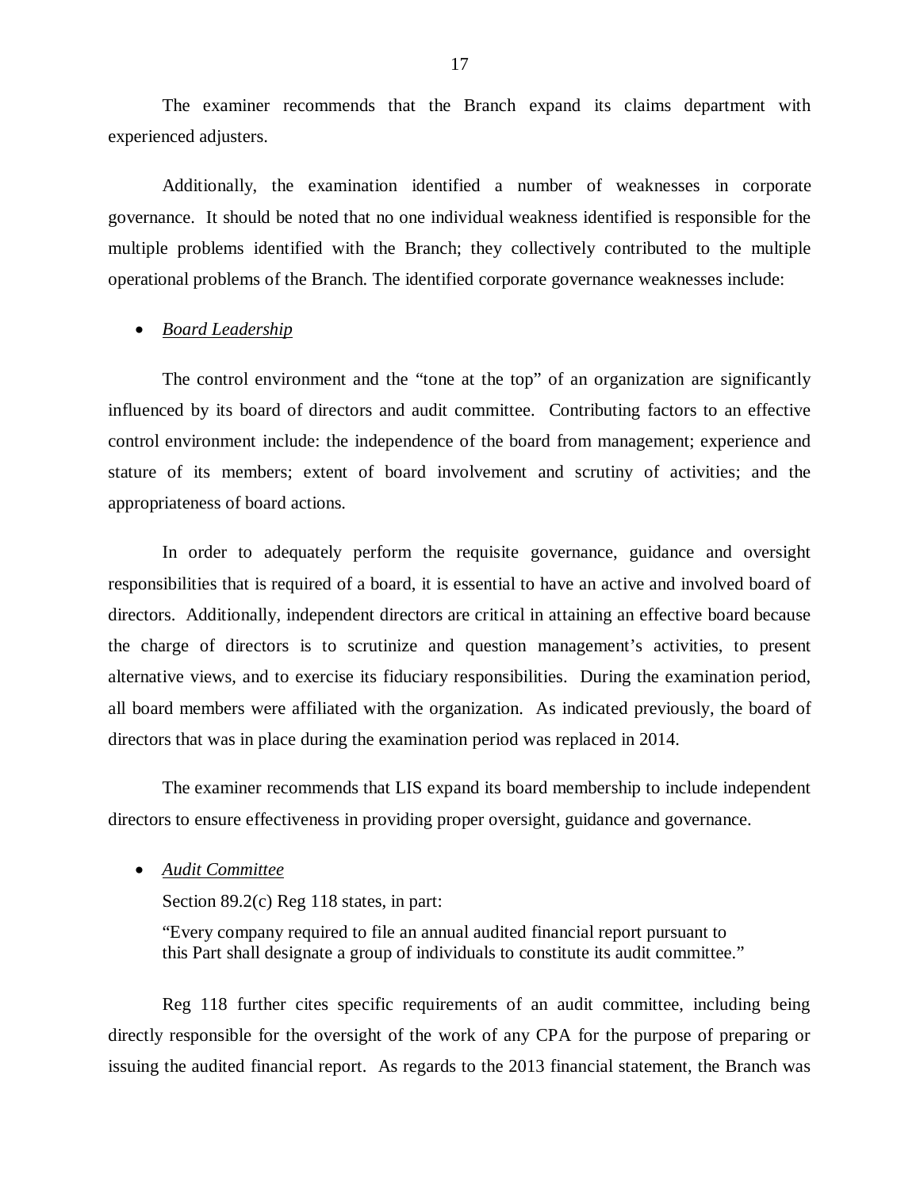The examiner recommends that the Branch expand its claims department with experienced adjusters.

Additionally, the examination identified a number of weaknesses in corporate governance. It should be noted that no one individual weakness identified is responsible for the multiple problems identified with the Branch; they collectively contributed to the multiple operational problems of the Branch. The identified corporate governance weaknesses include:

- *Board Leadership*

The control environment and the "tone at the top" of an organization are significantly influenced by its board of directors and audit committee. Contributing factors to an effective control environment include: the independence of the board from management; experience and stature of its members; extent of board involvement and scrutiny of activities; and the appropriateness of board actions.

In order to adequately perform the requisite governance, guidance and oversight responsibilities that is required of a board, it is essential to have an active and involved board of directors. Additionally, independent directors are critical in attaining an effective board because the charge of directors is to scrutinize and question management's activities, to present alternative views, and to exercise its fiduciary responsibilities. During the examination period, all board members were affiliated with the organization. As indicated previously, the board of directors that was in place during the examination period was replaced in 2014.

The examiner recommends that LIS expand its board membership to include independent directors to ensure effectiveness in providing proper oversight, guidance and governance.

- *Audit Committee*

  Section 89.2(c) Reg 118 states, in part:

  "Every company required to file an annual audited financial report pursuant to this Part shall designate a group of individuals to constitute its audit committee."

Reg 118 further cites specific requirements of an audit committee, including being directly responsible for the oversight of the work of any CPA for the purpose of preparing or issuing the audited financial report. As regards to the 2013 financial statement, the Branch was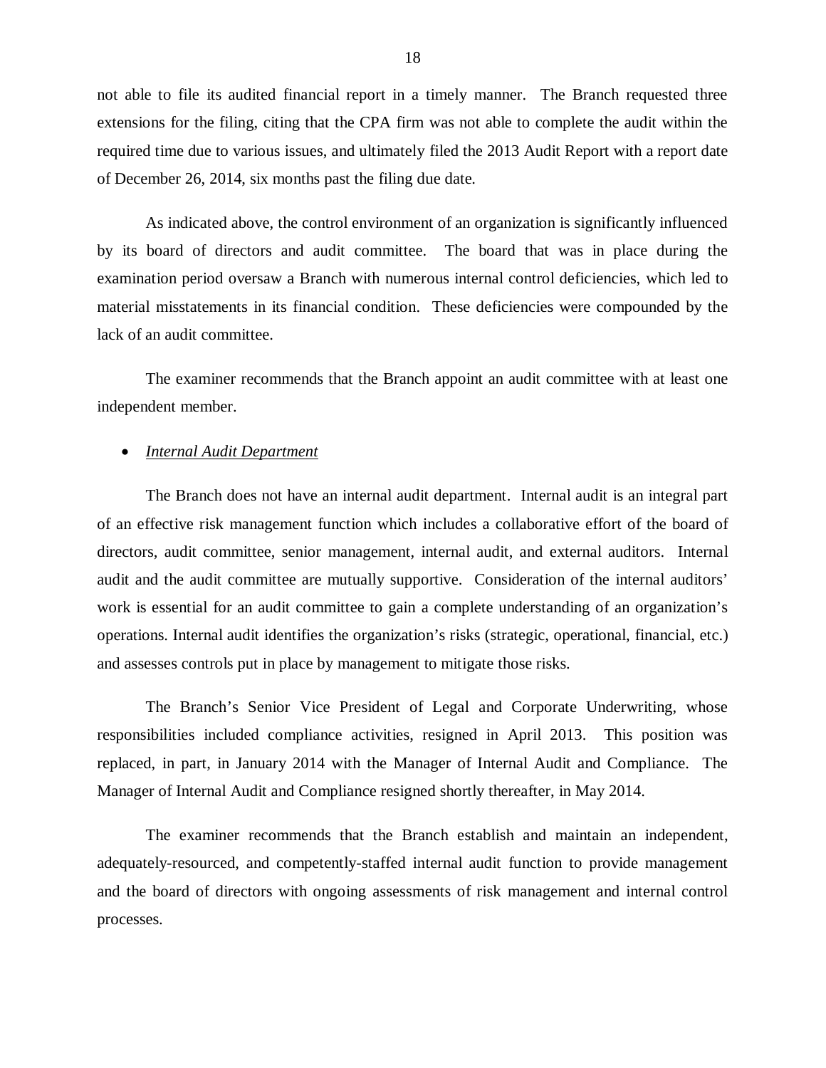not able to file its audited financial report in a timely manner. The Branch requested three extensions for the filing, citing that the CPA firm was not able to complete the audit within the required time due to various issues, and ultimately filed the 2013 Audit Report with a report date of December 26, 2014, six months past the filing due date.

As indicated above, the control environment of an organization is significantly influenced by its board of directors and audit committee. The board that was in place during the examination period oversaw a Branch with numerous internal control deficiencies, which led to material misstatements in its financial condition. These deficiencies were compounded by the lack of an audit committee.

The examiner recommends that the Branch appoint an audit committee with at least one independent member.

- *Internal Audit Department*

The Branch does not have an internal audit department. Internal audit is an integral part of an effective risk management function which includes a collaborative effort of the board of directors, audit committee, senior management, internal audit, and external auditors. Internal audit and the audit committee are mutually supportive. Consideration of the internal auditors' work is essential for an audit committee to gain a complete understanding of an organization's operations. Internal audit identifies the organization's risks (strategic, operational, financial, etc.) and assesses controls put in place by management to mitigate those risks.

The Branch's Senior Vice President of Legal and Corporate Underwriting, whose responsibilities included compliance activities, resigned in April 2013. This position was replaced, in part, in January 2014 with the Manager of Internal Audit and Compliance. The Manager of Internal Audit and Compliance resigned shortly thereafter, in May 2014.

The examiner recommends that the Branch establish and maintain an independent, adequately-resourced, and competently-staffed internal audit function to provide management and the board of directors with ongoing assessments of risk management and internal control processes.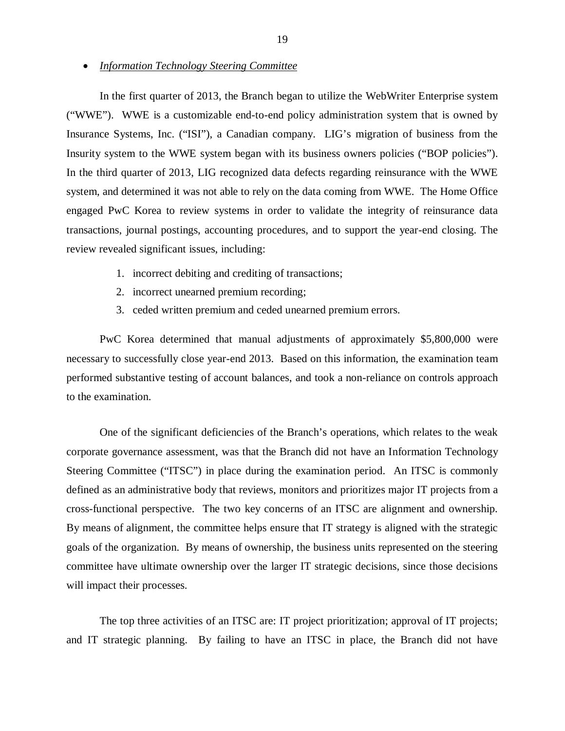- *Information Technology Steering Committee*

In the first quarter of 2013, the Branch began to utilize the WebWriter Enterprise system ("WWE"). WWE is a customizable end-to-end policy administration system that is owned by Insurance Systems, Inc. ("ISI"), a Canadian company. LIG's migration of business from the Insurity system to the WWE system began with its business owners policies ("BOP policies"). In the third quarter of 2013, LIG recognized data defects regarding reinsurance with the WWE system, and determined it was not able to rely on the data coming from WWE. The Home Office engaged PwC Korea to review systems in order to validate the integrity of reinsurance data transactions, journal postings, accounting procedures, and to support the year-end closing. The review revealed significant issues, including:

1. incorrect debiting and crediting of transactions;
2. incorrect unearned premium recording;
3. ceded written premium and ceded unearned premium errors.

PwC Korea determined that manual adjustments of approximately $5,800,000 were necessary to successfully close year-end 2013. Based on this information, the examination team performed substantive testing of account balances, and took a non-reliance on controls approach to the examination.

One of the significant deficiencies of the Branch's operations, which relates to the weak corporate governance assessment, was that the Branch did not have an Information Technology Steering Committee ("ITSC") in place during the examination period. An ITSC is commonly defined as an administrative body that reviews, monitors and prioritizes major IT projects from a cross-functional perspective. The two key concerns of an ITSC are alignment and ownership. By means of alignment, the committee helps ensure that IT strategy is aligned with the strategic goals of the organization. By means of ownership, the business units represented on the steering committee have ultimate ownership over the larger IT strategic decisions, since those decisions will impact their processes.

The top three activities of an ITSC are: IT project prioritization; approval of IT projects; and IT strategic planning. By failing to have an ITSC in place, the Branch did not have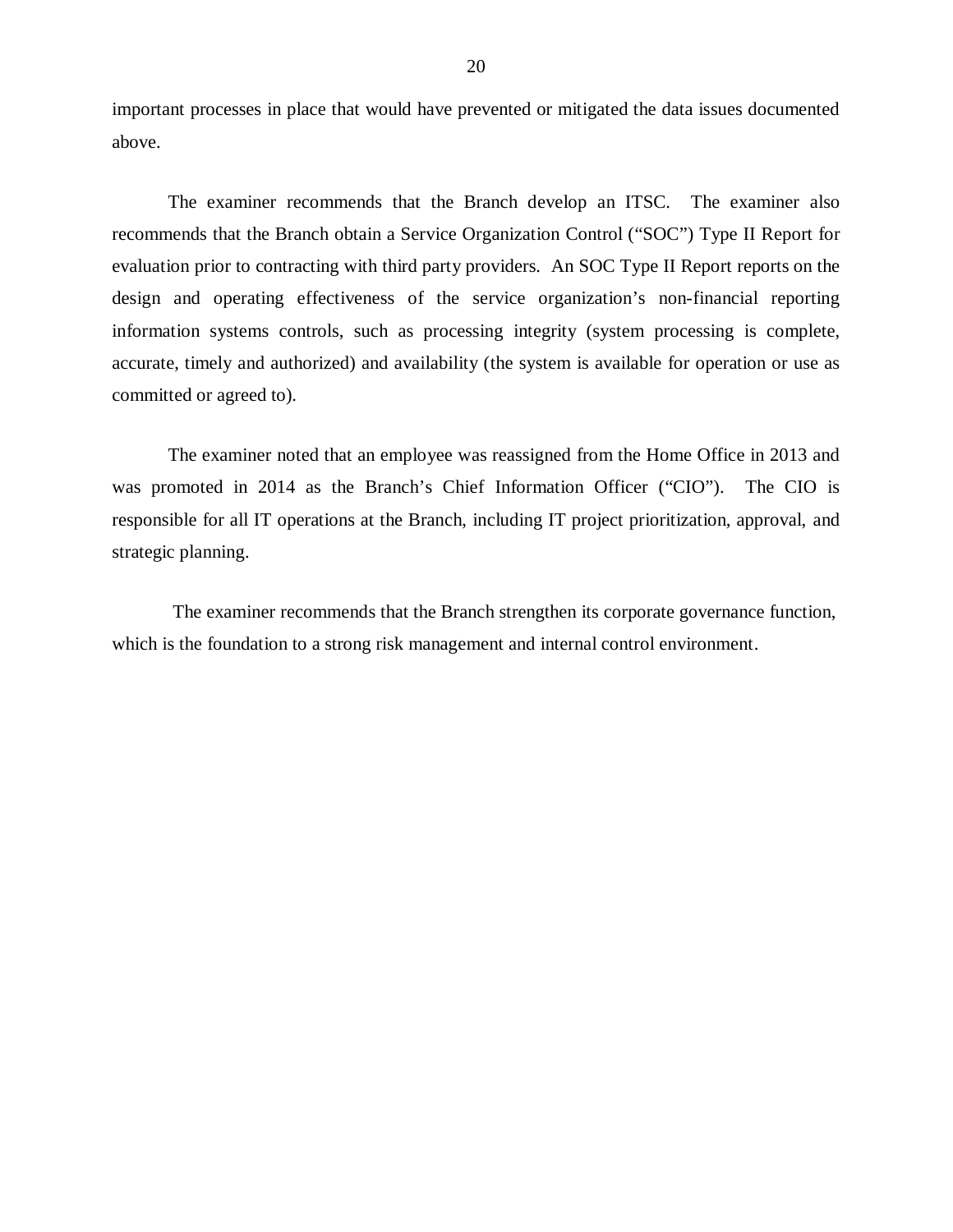important processes in place that would have prevented or mitigated the data issues documented above.

The examiner recommends that the Branch develop an ITSC. The examiner also recommends that the Branch obtain a Service Organization Control ("SOC") Type II Report for evaluation prior to contracting with third party providers. An SOC Type II Report reports on the design and operating effectiveness of the service organization's non-financial reporting information systems controls, such as processing integrity (system processing is complete, accurate, timely and authorized) and availability (the system is available for operation or use as committed or agreed to).

The examiner noted that an employee was reassigned from the Home Office in 2013 and was promoted in 2014 as the Branch's Chief Information Officer ("CIO"). The CIO is responsible for all IT operations at the Branch, including IT project prioritization, approval, and strategic planning.

The examiner recommends that the Branch strengthen its corporate governance function, which is the foundation to a strong risk management and internal control environment.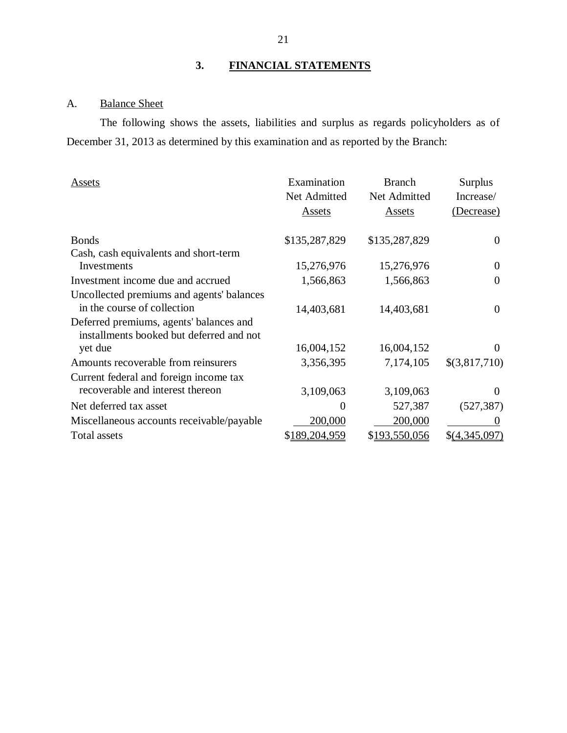## 3. FINANCIAL STATEMENTS

### A. Balance Sheet

The following shows the assets, liabilities and surplus as regards policyholders as of December 31, 2013 as determined by this examination and as reported by the Branch:

| Assets | Examination Net Admitted Assets | Branch Net Admitted Assets | Surplus Increase/ (Decrease) |
|---|---|---|---|
| Bonds | $135,287,829 | $135,287,829 | 0 |
| Cash, cash equivalents and short-term Investments | 15,276,976 | 15,276,976 | 0 |
| Investment income due and accrued | 1,566,863 | 1,566,863 | 0 |
| Uncollected premiums and agents' balances in the course of collection | 14,403,681 | 14,403,681 | 0 |
| Deferred premiums, agents' balances and installments booked but deferred and not yet due | 16,004,152 | 16,004,152 | 0 |
| Amounts recoverable from reinsurers | 3,356,395 | 7,174,105 | $(3,817,710) |
| Current federal and foreign income tax recoverable and interest thereon | 3,109,063 | 3,109,063 | 0 |
| Net deferred tax asset | 0 | 527,387 | (527,387) |
| Miscellaneous accounts receivable/payable | 200,000 | 200,000 | 0 |
| Total assets | $189,204,959 | $193,550,056 | $(4,345,097) |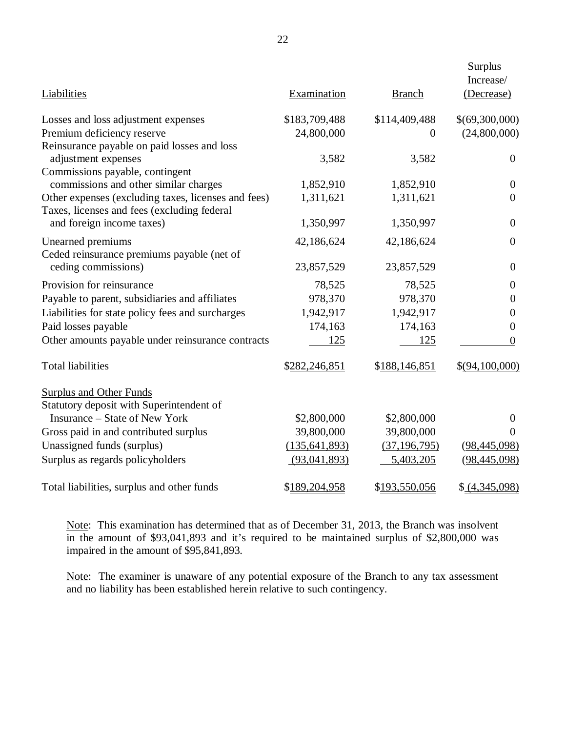| Liabilities | Examination | Branch | Surplus Increase/ (Decrease) |
|---|---|---|---|
| Losses and loss adjustment expenses | $183,709,488 | $114,409,488 | $(69,300,000) |
| Premium deficiency reserve | 24,800,000 | 0 | (24,800,000) |
| Reinsurance payable on paid losses and loss adjustment expenses | 3,582 | 3,582 | 0 |
| Commissions payable, contingent commissions and other similar charges | 1,852,910 | 1,852,910 | 0 |
| Other expenses (excluding taxes, licenses and fees) | 1,311,621 | 1,311,621 | 0 |
| Taxes, licenses and fees (excluding federal and foreign income taxes) | 1,350,997 | 1,350,997 | 0 |
| Unearned premiums | 42,186,624 | 42,186,624 | 0 |
| Ceded reinsurance premiums payable (net of ceding commissions) | 23,857,529 | 23,857,529 | 0 |
| Provision for reinsurance | 78,525 | 78,525 | 0 |
| Payable to parent, subsidiaries and affiliates | 978,370 | 978,370 | 0 |
| Liabilities for state policy fees and surcharges | 1,942,917 | 1,942,917 | 0 |
| Paid losses payable | 174,163 | 174,163 | 0 |
| Other amounts payable under reinsurance contracts | 125 | 125 | 0 |
| Total liabilities | $282,246,851 | $188,146,851 | $(94,100,000) |
| **Surplus and Other Funds** | | | |
| Statutory deposit with Superintendent of Insurance – State of New York | $2,800,000 | $2,800,000 | 0 |
| Gross paid in and contributed surplus | 39,800,000 | 39,800,000 | 0 |
| Unassigned funds (surplus) | (135,641,893) | (37,196,795) | (98,445,098) |
| Surplus as regards policyholders | (93,041,893) | 5,403,205 | (98,445,098) |
| Total liabilities, surplus and other funds | $189,204,958 | $193,550,056 | $ (4,345,098) |

Note: This examination has determined that as of December 31, 2013, the Branch was insolvent in the amount of $93,041,893 and it's required to be maintained surplus of $2,800,000 was impaired in the amount of $95,841,893.

Note: The examiner is unaware of any potential exposure of the Branch to any tax assessment and no liability has been established herein relative to such contingency.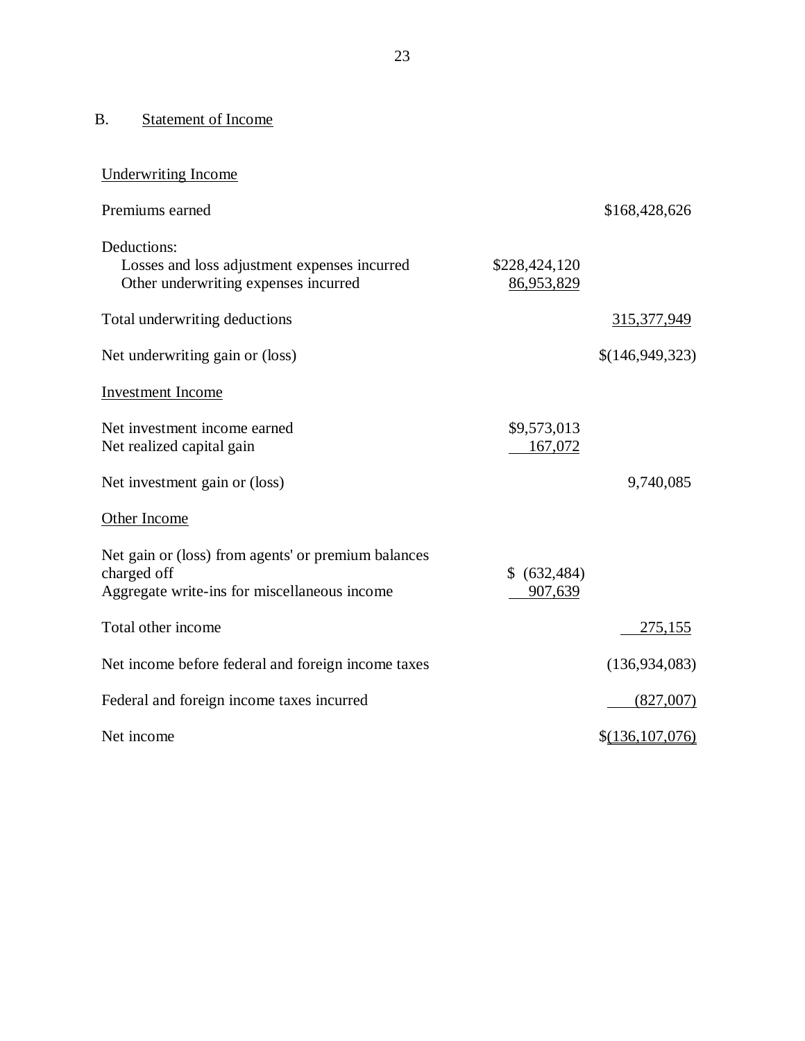## B. Statement of Income

| | | |
|---|---|---|
| Underwriting Income | | |
| Premiums earned | | $168,428,626 |
| Deductions: | | |
| Losses and loss adjustment expenses incurred | $228,424,120 | |
| Other underwriting expenses incurred | 86,953,829 | |
| Total underwriting deductions | | 315,377,949 |
| Net underwriting gain or (loss) | | $(146,949,323) |
| Investment Income | | |
| Net investment income earned | $9,573,013 | |
| Net realized capital gain | 167,072 | |
| Net investment gain or (loss) | | 9,740,085 |
| Other Income | | |
| Net gain or (loss) from agents' or premium balances charged off | $ (632,484) | |
| Aggregate write-ins for miscellaneous income | 907,639 | |
| Total other income | | 275,155 |
| Net income before federal and foreign income taxes | | (136,934,083) |
| Federal and foreign income taxes incurred | | (827,007) |
| Net income | | $(136,107,076) |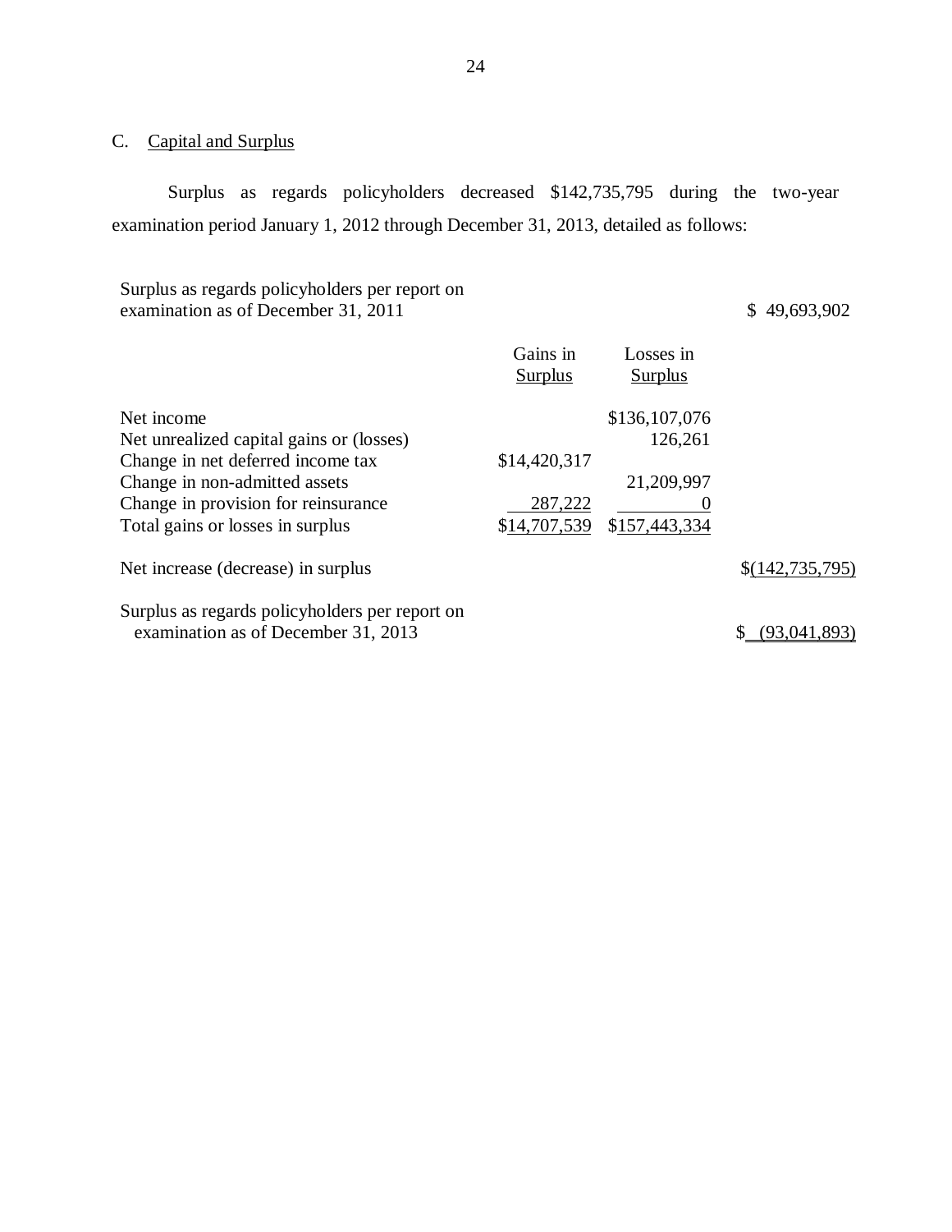## C. Capital and Surplus

Surplus as regards policyholders decreased $142,735,795 during the two-year examination period January 1, 2012 through December 31, 2013, detailed as follows:

| | Gains in Surplus | Losses in Surplus | |
|---|---|---|---|
| Surplus as regards policyholders per report on examination as of December 31, 2011 | | | $ 49,693,902 |
| Net income | | $136,107,076 | |
| Net unrealized capital gains or (losses) | | 126,261 | |
| Change in net deferred income tax | $14,420,317 | | |
| Change in non-admitted assets | | 21,209,997 | |
| Change in provision for reinsurance | 287,222 | 0 | |
| Total gains or losses in surplus | $14,707,539 | $157,443,334 | |
| Net increase (decrease) in surplus | | | $(142,735,795) |
| Surplus as regards policyholders per report on examination as of December 31, 2013 | | | $ (93,041,893) |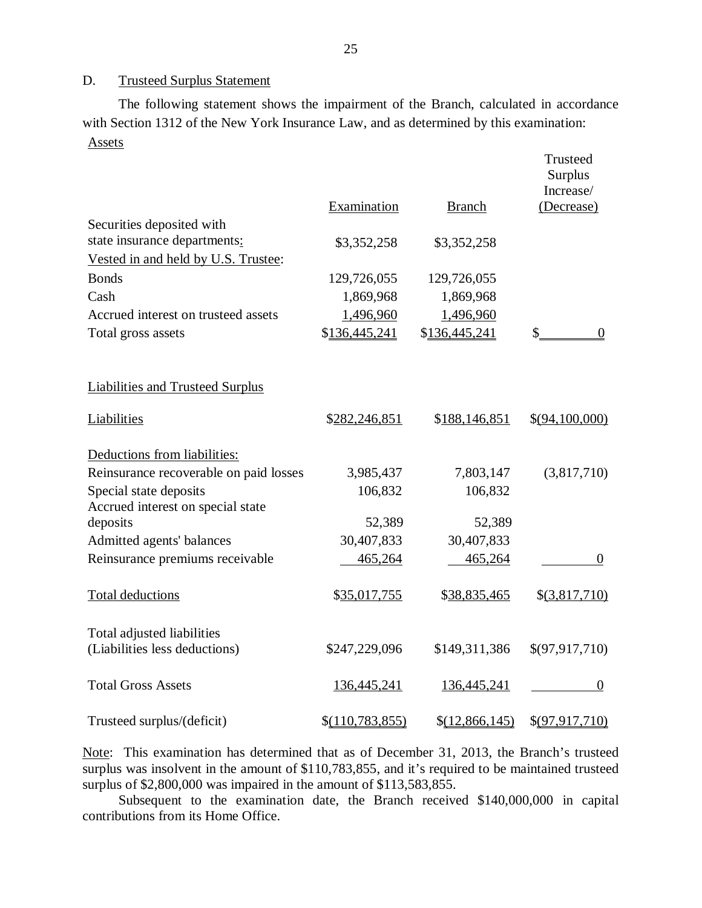## D. Trusted Surplus Statement

The following statement shows the impairment of the Branch, calculated in accordance with Section 1312 of the New York Insurance Law, and as determined by this examination:

| Assets | Examination | Branch | Trusteed Surplus Increase/ (Decrease) |
|---|---|---|---|
| Securities deposited with state insurance departments: | $3,352,258 | $3,352,258 | |
| Vested in and held by U.S. Trustee: | | | |
| Bonds | 129,726,055 | 129,726,055 | |
| Cash | 1,869,968 | 1,869,968 | |
| Accrued interest on trusteed assets | 1,496,960 | 1,496,960 | |
| Total gross assets | $136,445,241 | $136,445,241 | $ 0 |
| | | | |
| **Liabilities and Trusteed Surplus** | | | |
| Liabilities | $282,246,851 | $188,146,851 | $(94,100,000) |
| Deductions from liabilities: | | | |
| Reinsurance recoverable on paid losses | 3,985,437 | 7,803,147 | (3,817,710) |
| Special state deposits | 106,832 | 106,832 | |
| Accrued interest on special state deposits | 52,389 | 52,389 | |
| Admitted agents' balances | 30,407,833 | 30,407,833 | |
| Reinsurance premiums receivable | 465,264 | 465,264 | 0 |
| Total deductions | $35,017,755 | $38,835,465 | $(3,817,710) |
| Total adjusted liabilities (Liabilities less deductions) | $247,229,096 | $149,311,386 | $(97,917,710) |
| Total Gross Assets | 136,445,241 | 136,445,241 | 0 |
| Trusteed surplus/(deficit) | $(110,783,855) | $(12,866,145) | $(97,917,710) |

Note: This examination has determined that as of December 31, 2013, the Branch's trusteed surplus was insolvent in the amount of $110,783,855, and it's required to be maintained trusteed surplus of $2,800,000 was impaired in the amount of $113,583,855.

Subsequent to the examination date, the Branch received $140,000,000 in capital contributions from its Home Office.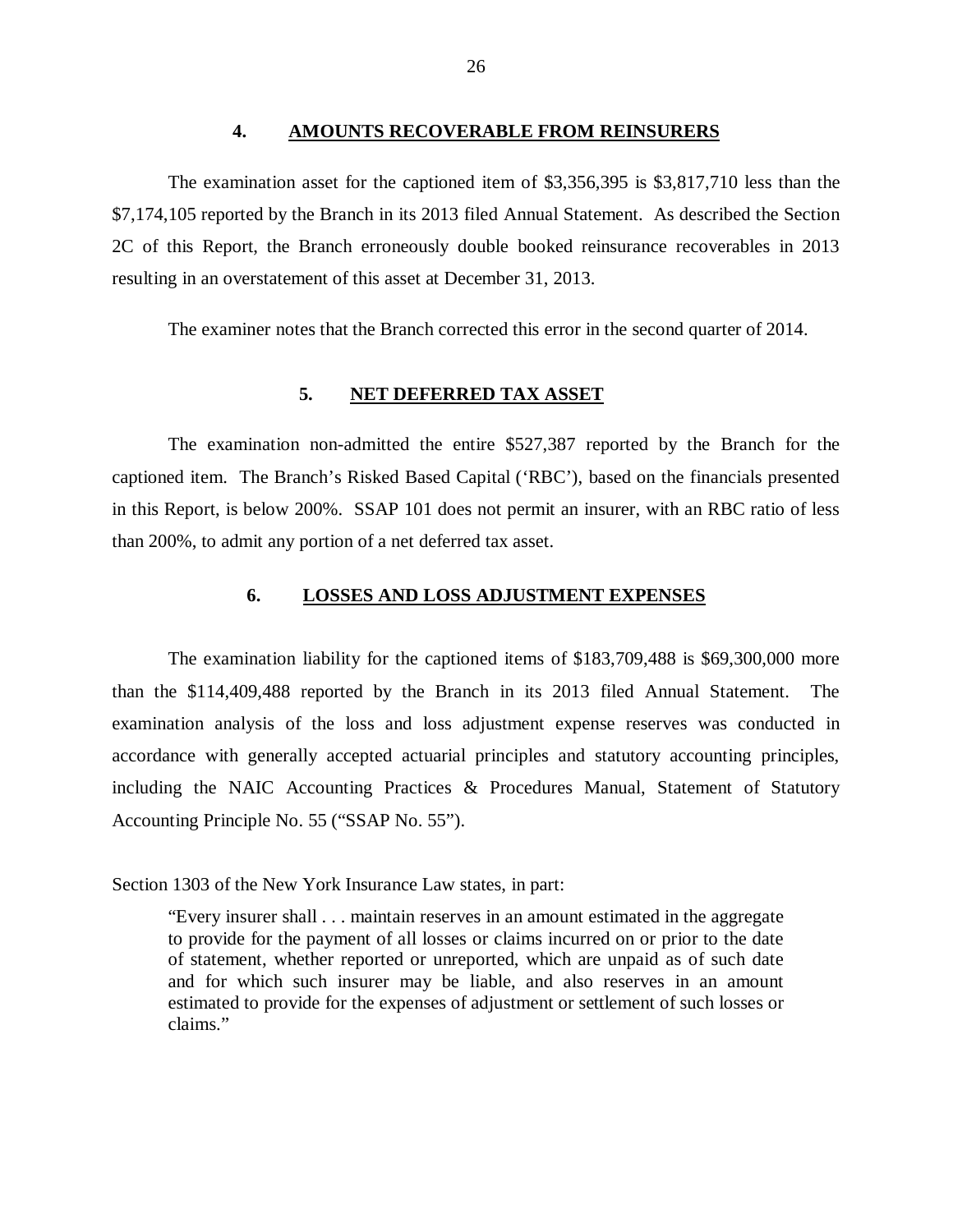## 4. AMOUNTS RECOVERABLE FROM REINSURERS

The examination asset for the captioned item of $3,356,395 is $3,817,710 less than the $7,174,105 reported by the Branch in its 2013 filed Annual Statement. As described the Section 2C of this Report, the Branch erroneously double booked reinsurance recoverables in 2013 resulting in an overstatement of this asset at December 31, 2013.

The examiner notes that the Branch corrected this error in the second quarter of 2014.

## 5. NET DEFERRED TAX ASSET

The examination non-admitted the entire $527,387 reported by the Branch for the captioned item. The Branch's Risked Based Capital ('RBC'), based on the financials presented in this Report, is below 200%. SSAP 101 does not permit an insurer, with an RBC ratio of less than 200%, to admit any portion of a net deferred tax asset.

## 6. LOSSES AND LOSS ADJUSTMENT EXPENSES

The examination liability for the captioned items of $183,709,488 is $69,300,000 more than the $114,409,488 reported by the Branch in its 2013 filed Annual Statement. The examination analysis of the loss and loss adjustment expense reserves was conducted in accordance with generally accepted actuarial principles and statutory accounting principles, including the NAIC Accounting Practices & Procedures Manual, Statement of Statutory Accounting Principle No. 55 ("SSAP No. 55").

Section 1303 of the New York Insurance Law states, in part:

> "Every insurer shall . . . maintain reserves in an amount estimated in the aggregate to provide for the payment of all losses or claims incurred on or prior to the date of statement, whether reported or unreported, which are unpaid as of such date and for which such insurer may be liable, and also reserves in an amount estimated to provide for the expenses of adjustment or settlement of such losses or claims."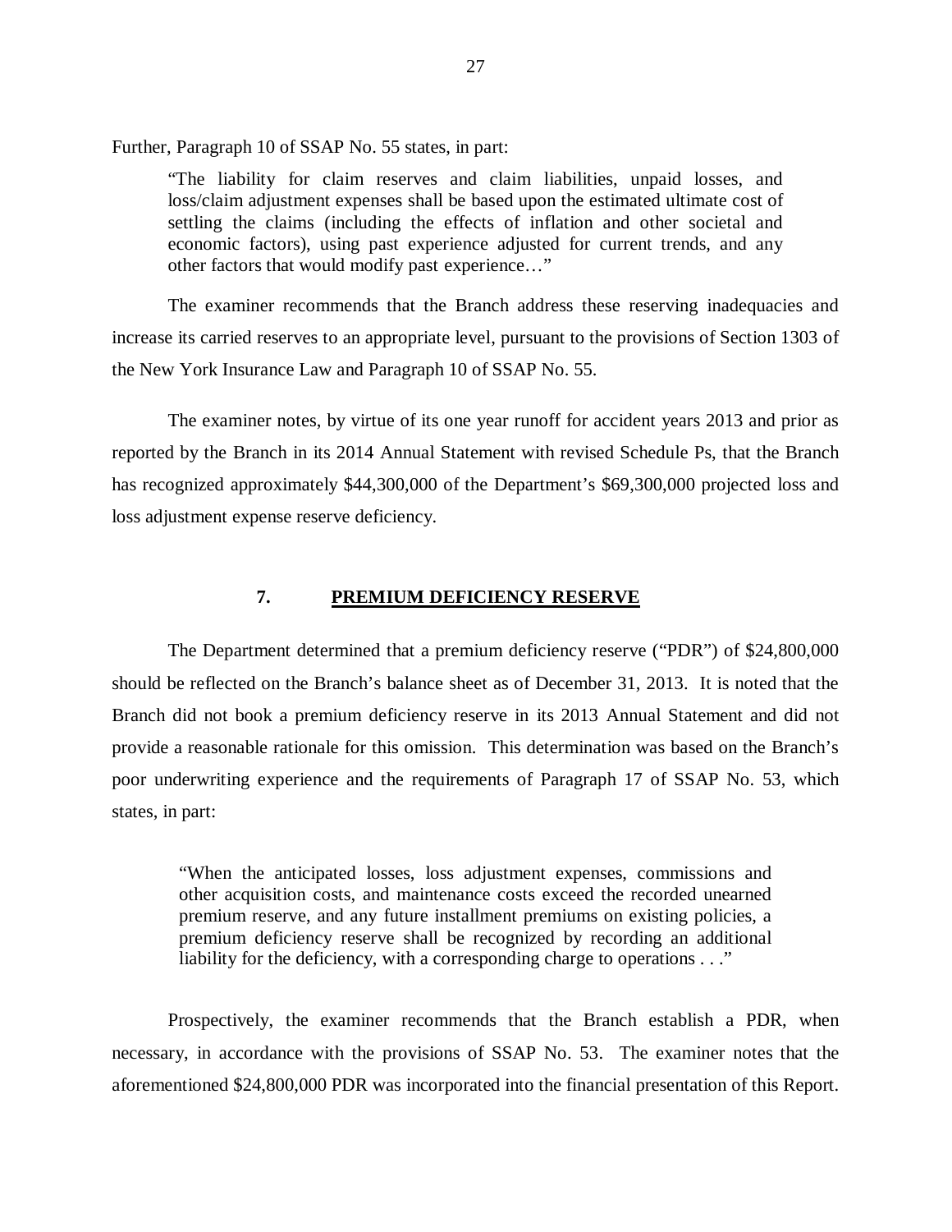Further, Paragraph 10 of SSAP No. 55 states, in part:

> "The liability for claim reserves and claim liabilities, unpaid losses, and loss/claim adjustment expenses shall be based upon the estimated ultimate cost of settling the claims (including the effects of inflation and other societal and economic factors), using past experience adjusted for current trends, and any other factors that would modify past experience…"

The examiner recommends that the Branch address these reserving inadequacies and increase its carried reserves to an appropriate level, pursuant to the provisions of Section 1303 of the New York Insurance Law and Paragraph 10 of SSAP No. 55.

The examiner notes, by virtue of its one year runoff for accident years 2013 and prior as reported by the Branch in its 2014 Annual Statement with revised Schedule Ps, that the Branch has recognized approximately $44,300,000 of the Department's $69,300,000 projected loss and loss adjustment expense reserve deficiency.

## 7. PREMIUM DEFICIENCY RESERVE

The Department determined that a premium deficiency reserve ("PDR") of $24,800,000 should be reflected on the Branch's balance sheet as of December 31, 2013. It is noted that the Branch did not book a premium deficiency reserve in its 2013 Annual Statement and did not provide a reasonable rationale for this omission. This determination was based on the Branch's poor underwriting experience and the requirements of Paragraph 17 of SSAP No. 53, which states, in part:

> "When the anticipated losses, loss adjustment expenses, commissions and other acquisition costs, and maintenance costs exceed the recorded unearned premium reserve, and any future installment premiums on existing policies, a premium deficiency reserve shall be recognized by recording an additional liability for the deficiency, with a corresponding charge to operations . . ."

Prospectively, the examiner recommends that the Branch establish a PDR, when necessary, in accordance with the provisions of SSAP No. 53. The examiner notes that the aforementioned $24,800,000 PDR was incorporated into the financial presentation of this Report.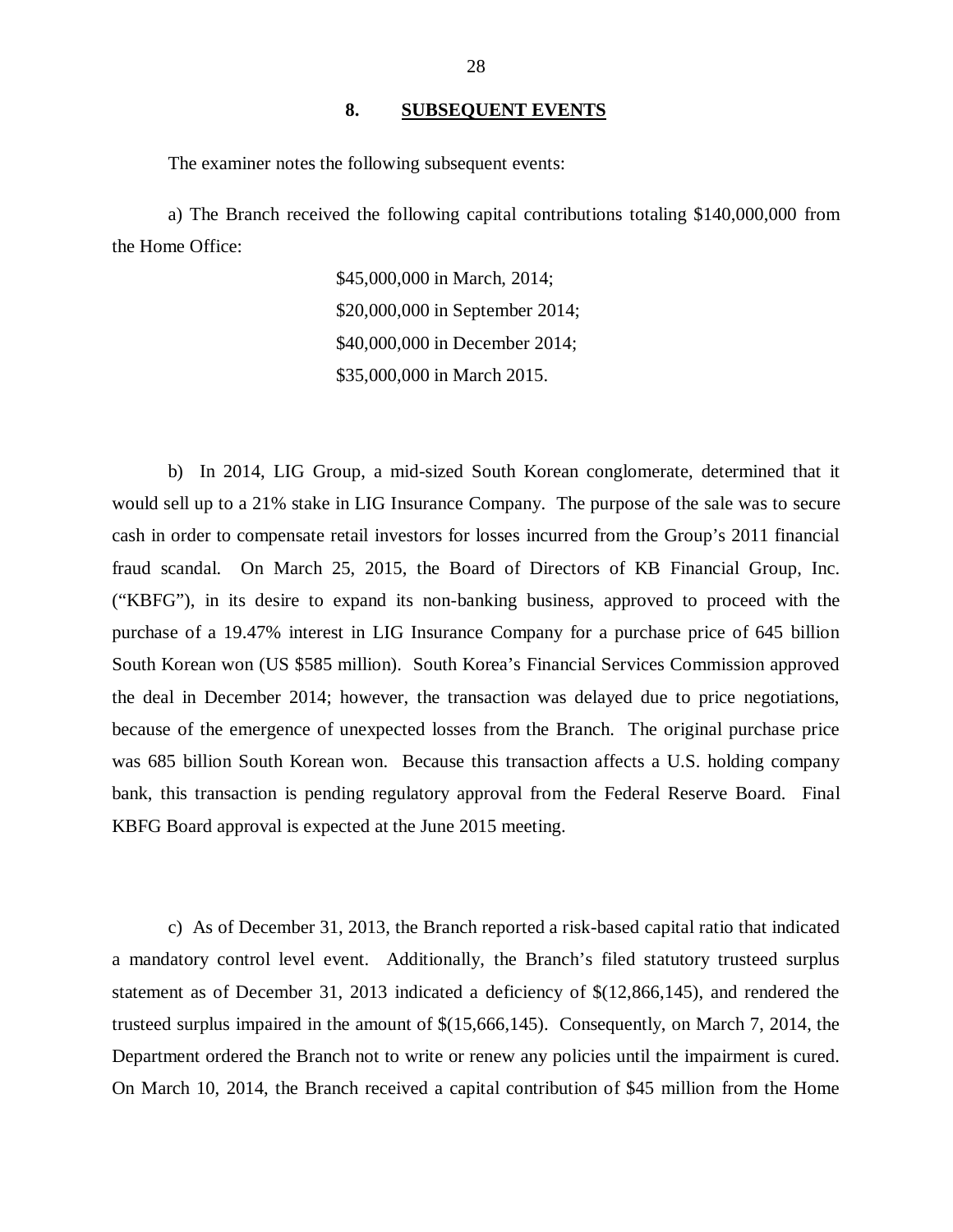## 8. SUBSEQUENT EVENTS

The examiner notes the following subsequent events:

a) The Branch received the following capital contributions totaling $140,000,000 from the Home Office:

$45,000,000 in March, 2014;
$20,000,000 in September 2014;
$40,000,000 in December 2014;
$35,000,000 in March 2015.

b) In 2014, LIG Group, a mid-sized South Korean conglomerate, determined that it would sell up to a 21% stake in LIG Insurance Company. The purpose of the sale was to secure cash in order to compensate retail investors for losses incurred from the Group's 2011 financial fraud scandal. On March 25, 2015, the Board of Directors of KB Financial Group, Inc. ("KBFG"), in its desire to expand its non-banking business, approved to proceed with the purchase of a 19.47% interest in LIG Insurance Company for a purchase price of 645 billion South Korean won (US $585 million). South Korea's Financial Services Commission approved the deal in December 2014; however, the transaction was delayed due to price negotiations, because of the emergence of unexpected losses from the Branch. The original purchase price was 685 billion South Korean won. Because this transaction affects a U.S. holding company bank, this transaction is pending regulatory approval from the Federal Reserve Board. Final KBFG Board approval is expected at the June 2015 meeting.

c) As of December 31, 2013, the Branch reported a risk-based capital ratio that indicated a mandatory control level event. Additionally, the Branch's filed statutory trusteed surplus statement as of December 31, 2013 indicated a deficiency of $(12,866,145), and rendered the trusteed surplus impaired in the amount of $(15,666,145). Consequently, on March 7, 2014, the Department ordered the Branch not to write or renew any policies until the impairment is cured. On March 10, 2014, the Branch received a capital contribution of $45 million from the Home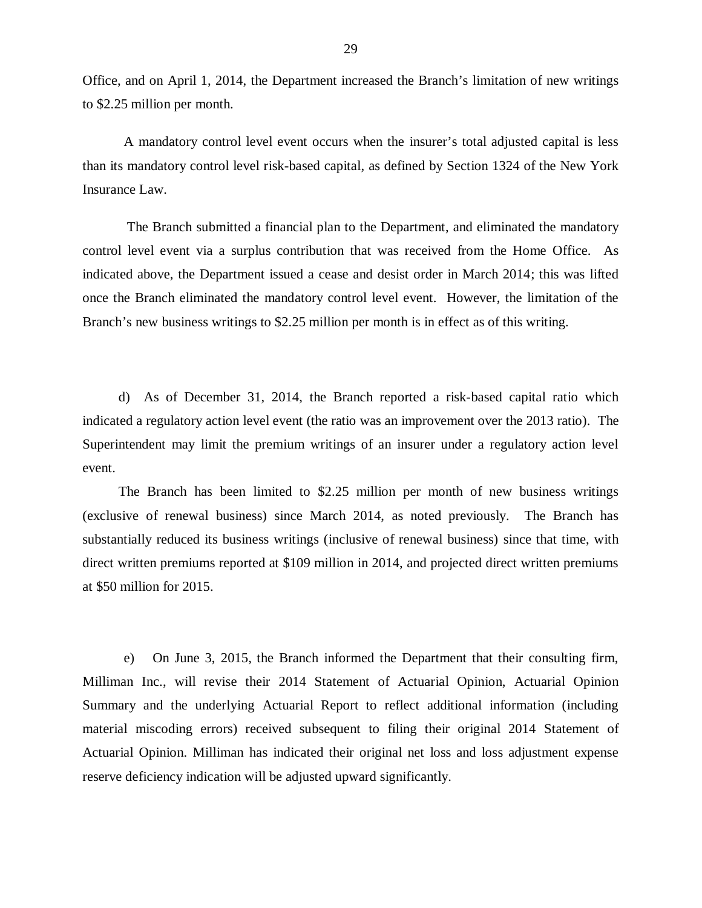Office, and on April 1, 2014, the Department increased the Branch's limitation of new writings to $2.25 million per month.

A mandatory control level event occurs when the insurer's total adjusted capital is less than its mandatory control level risk-based capital, as defined by Section 1324 of the New York Insurance Law.

The Branch submitted a financial plan to the Department, and eliminated the mandatory control level event via a surplus contribution that was received from the Home Office. As indicated above, the Department issued a cease and desist order in March 2014; this was lifted once the Branch eliminated the mandatory control level event. However, the limitation of the Branch's new business writings to $2.25 million per month is in effect as of this writing.

d) As of December 31, 2014, the Branch reported a risk-based capital ratio which indicated a regulatory action level event (the ratio was an improvement over the 2013 ratio). The Superintendent may limit the premium writings of an insurer under a regulatory action level event.

The Branch has been limited to $2.25 million per month of new business writings (exclusive of renewal business) since March 2014, as noted previously. The Branch has substantially reduced its business writings (inclusive of renewal business) since that time, with direct written premiums reported at $109 million in 2014, and projected direct written premiums at $50 million for 2015.

e) On June 3, 2015, the Branch informed the Department that their consulting firm, Milliman Inc., will revise their 2014 Statement of Actuarial Opinion, Actuarial Opinion Summary and the underlying Actuarial Report to reflect additional information (including material miscoding errors) received subsequent to filing their original 2014 Statement of Actuarial Opinion. Milliman has indicated their original net loss and loss adjustment expense reserve deficiency indication will be adjusted upward significantly.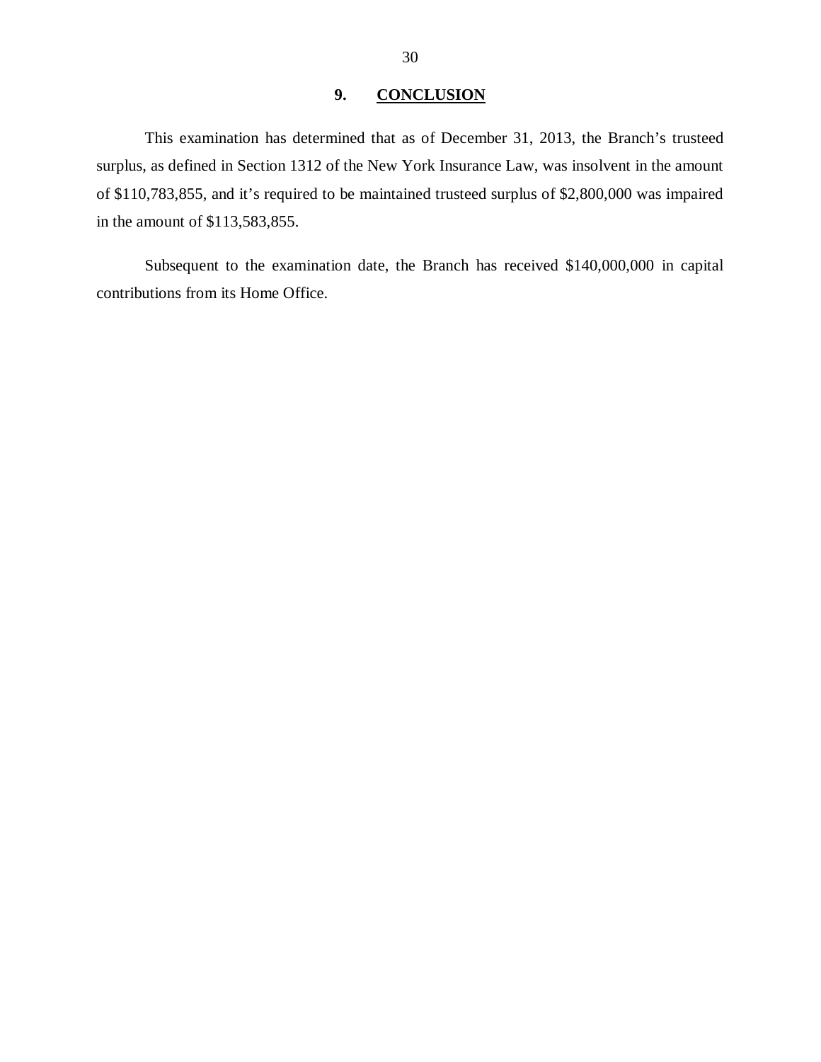## 9. CONCLUSION

This examination has determined that as of December 31, 2013, the Branch's trusteed surplus, as defined in Section 1312 of the New York Insurance Law, was insolvent in the amount of $110,783,855, and it's required to be maintained trusteed surplus of $2,800,000 was impaired in the amount of $113,583,855.

Subsequent to the examination date, the Branch has received $140,000,000 in capital contributions from its Home Office.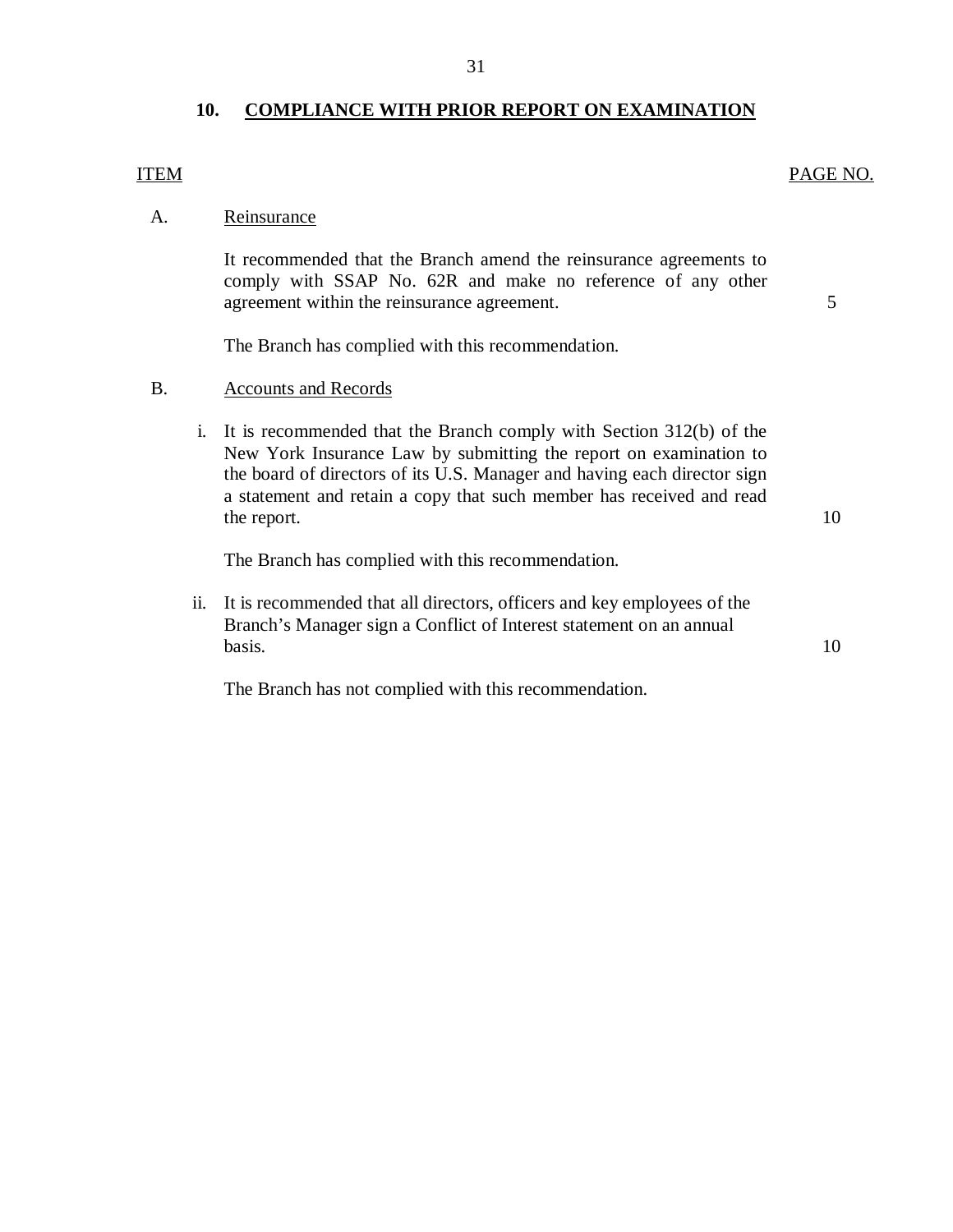## 10. COMPLIANCE WITH PRIOR REPORT ON EXAMINATION

| ITEM | | | PAGE NO. |
|---|---|---|---|
| A. | | Reinsurance | |
| | | It recommended that the Branch amend the reinsurance agreements to comply with SSAP No. 62R and make no reference of any other agreement within the reinsurance agreement. | 5 |
| | | The Branch has complied with this recommendation. | |
| B. | | Accounts and Records | |
| | i. | It is recommended that the Branch comply with Section 312(b) of the New York Insurance Law by submitting the report on examination to the board of directors of its U.S. Manager and having each director sign a statement and retain a copy that such member has received and read the report. | 10 |
| | | The Branch has complied with this recommendation. | |
| | ii. | It is recommended that all directors, officers and key employees of the Branch's Manager sign a Conflict of Interest statement on an annual basis. | 10 |
| | | The Branch has not complied with this recommendation. | |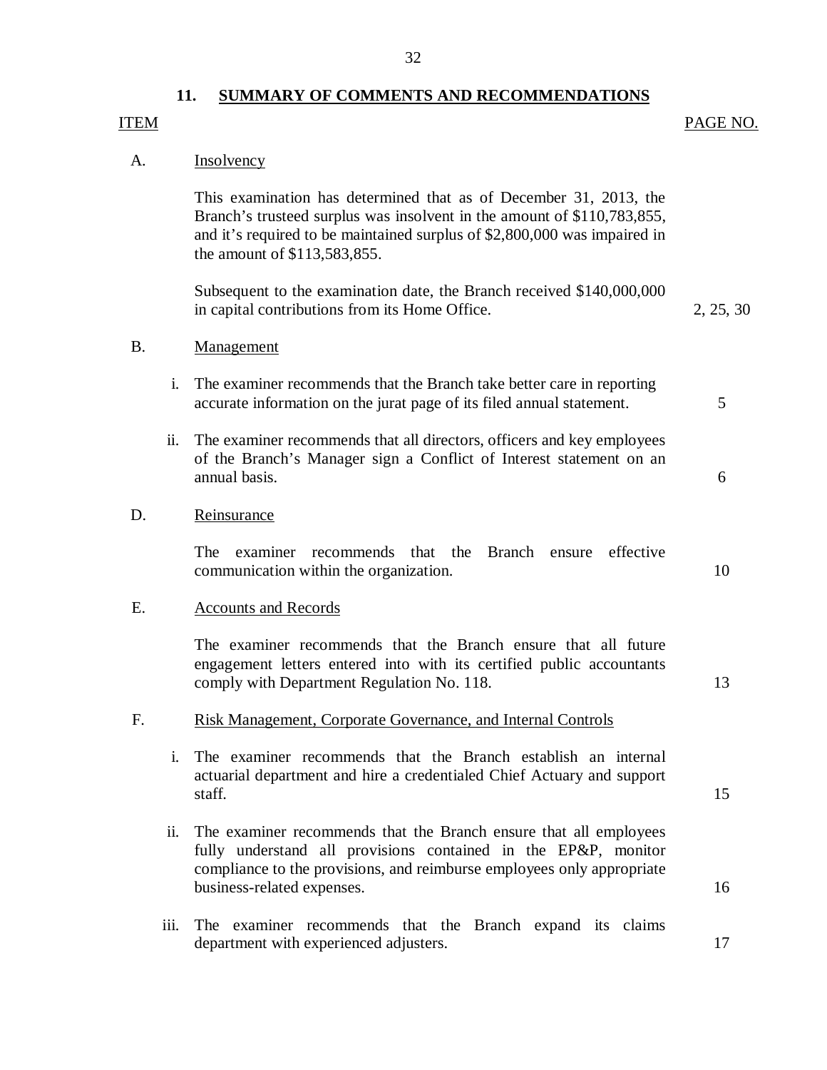## 11. SUMMARY OF COMMENTS AND RECOMMENDATIONS

| ITEM | | | PAGE NO. |
|---|---|---|---|
| A. | | Insolvency | |
| | | This examination has determined that as of December 31, 2013, the Branch's trusteed surplus was insolvent in the amount of $110,783,855, and it's required to be maintained surplus of $2,800,000 was impaired in the amount of $113,583,855. | |
| | | Subsequent to the examination date, the Branch received $140,000,000 in capital contributions from its Home Office. | 2, 25, 30 |
| B. | | Management | |
| | i. | The examiner recommends that the Branch take better care in reporting accurate information on the jurat page of its filed annual statement. | 5 |
| | ii. | The examiner recommends that all directors, officers and key employees of the Branch's Manager sign a Conflict of Interest statement on an annual basis. | 6 |
| D. | | Reinsurance | |
| | | The examiner recommends that the Branch ensure effective communication within the organization. | 10 |
| E. | | Accounts and Records | |
| | | The examiner recommends that the Branch ensure that all future engagement letters entered into with its certified public accountants comply with Department Regulation No. 118. | 13 |
| F. | | Risk Management, Corporate Governance, and Internal Controls | |
| | i. | The examiner recommends that the Branch establish an internal actuarial department and hire a credentialed Chief Actuary and support staff. | 15 |
| | ii. | The examiner recommends that the Branch ensure that all employees fully understand all provisions contained in the EP&P, monitor compliance to the provisions, and reimburse employees only appropriate business-related expenses. | 16 |
| | iii. | The examiner recommends that the Branch expand its claims department with experienced adjusters. | 17 |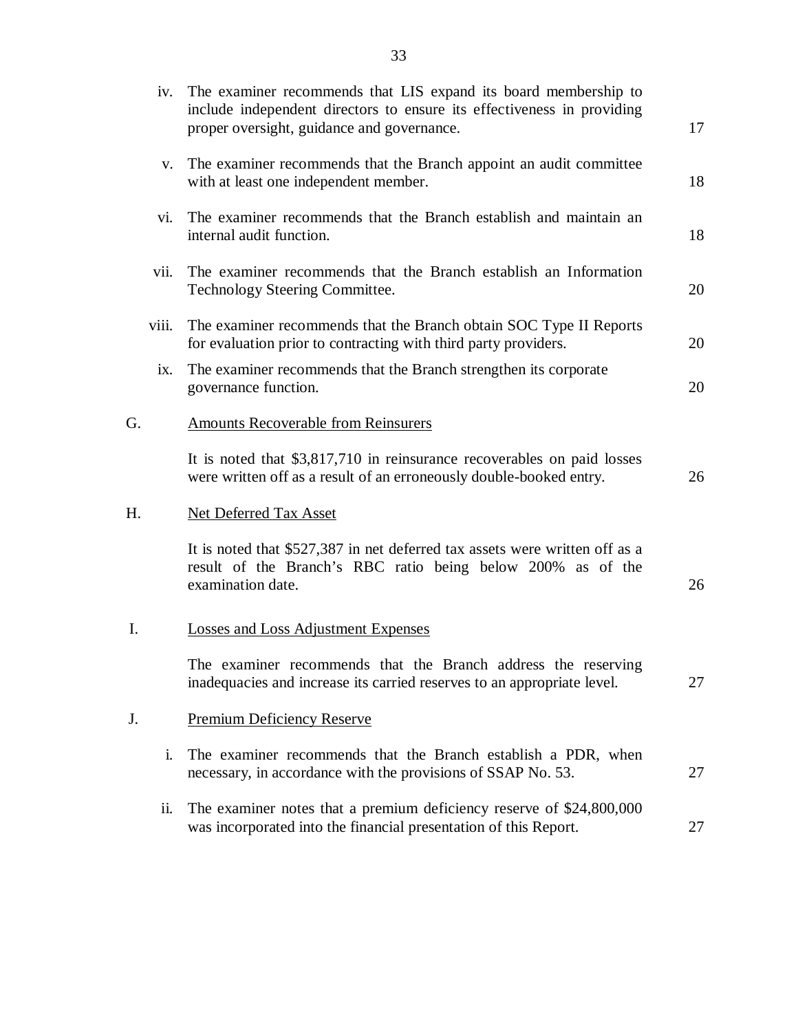| | | |
|---|---|---|
| iv. | The examiner recommends that LIS expand its board membership to include independent directors to ensure its effectiveness in providing proper oversight, guidance and governance. | 17 |
| v. | The examiner recommends that the Branch appoint an audit committee with at least one independent member. | 18 |
| vi. | The examiner recommends that the Branch establish and maintain an internal audit function. | 18 |
| vii. | The examiner recommends that the Branch establish an Information Technology Steering Committee. | 20 |
| viii. | The examiner recommends that the Branch obtain SOC Type II Reports for evaluation prior to contracting with third party providers. | 20 |
| ix. | The examiner recommends that the Branch strengthen its corporate governance function. | 20 |
| G. | Amounts Recoverable from Reinsurers | |
| | It is noted that $3,817,710 in reinsurance recoverables on paid losses were written off as a result of an erroneously double-booked entry. | 26 |
| H. | Net Deferred Tax Asset | |
| | It is noted that $527,387 in net deferred tax assets were written off as a result of the Branch's RBC ratio being below 200% as of the examination date. | 26 |
| I. | Losses and Loss Adjustment Expenses | |
| | The examiner recommends that the Branch address the reserving inadequacies and increase its carried reserves to an appropriate level. | 27 |
| J. | Premium Deficiency Reserve | |
| i. | The examiner recommends that the Branch establish a PDR, when necessary, in accordance with the provisions of SSAP No. 53. | 27 |
| ii. | The examiner notes that a premium deficiency reserve of $24,800,000 was incorporated into the financial presentation of this Report. | 27 |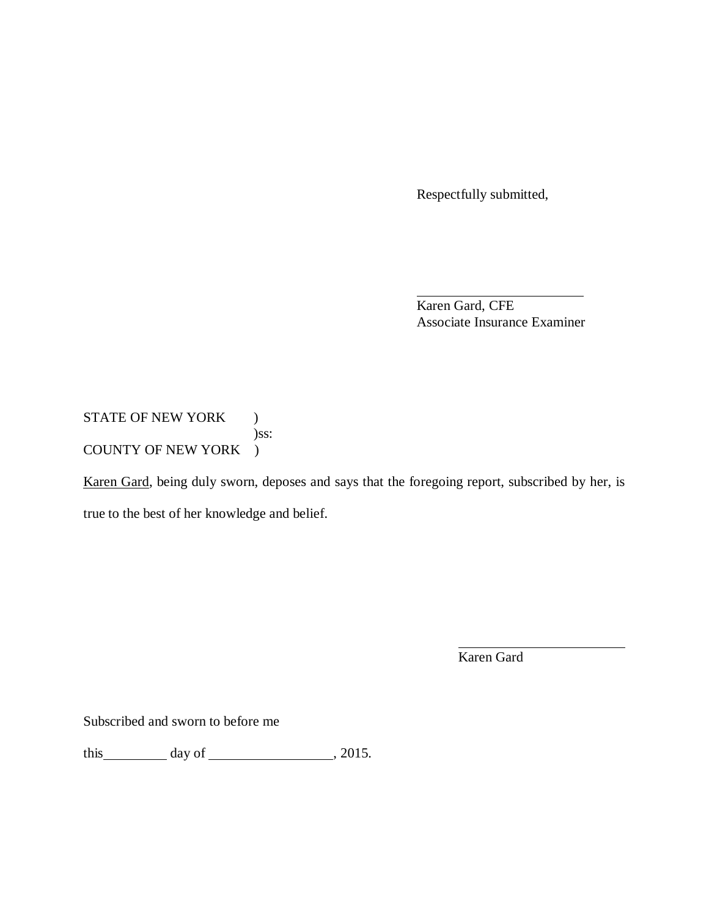Respectfully submitted,

\_\_\_\_\_\_\_\_\_\_\_\_\_\_\_\_\_\_\_\_\_\_\_\_

Karen Gard, CFE
Associate Insurance Examiner

STATE OF NEW YORK )
)ss:
COUNTY OF NEW YORK )

<u>Karen Gard</u>, being duly sworn, deposes and says that the foregoing report, subscribed by her, is true to the best of her knowledge and belief.

\_\_\_\_\_\_\_\_\_\_\_\_\_\_\_\_\_\_\_\_\_\_\_\_

Karen Gard

Subscribed and sworn to before me

this\_\_\_\_\_\_\_\_\_ day of \_\_\_\_\_\_\_\_\_\_\_\_\_\_\_\_\_, 2015.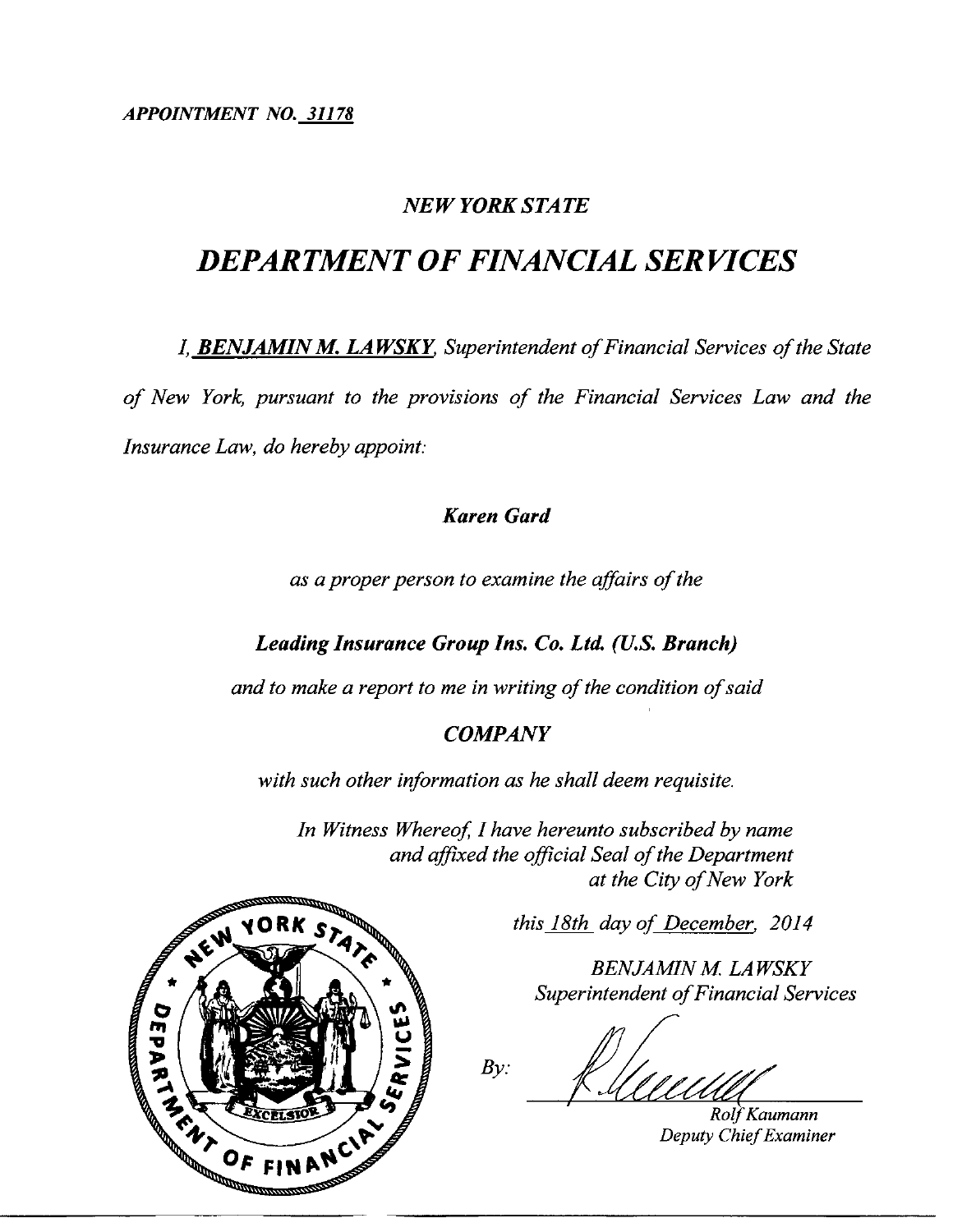*APPOINTMENT NO. 31178*

## *NEW YORK STATE*

# *DEPARTMENT OF FINANCIAL SERVICES*

*I, **BENJAMIN M. LAWSKY**, Superintendent of Financial Services of the State of New York, pursuant to the provisions of the Financial Services Law and the Insurance Law, do hereby appoint:*

***Karen Gard***

*as a proper person to examine the affairs of the*

***Leading Insurance Group Ins. Co. Ltd. (U.S. Branch)***

*and to make a report to me in writing of the condition of said*

***COMPANY***

*with such other information as he shall deem requisite.*

*In Witness Whereof, I have hereunto subscribed by name and affixed the official Seal of the Department at the City of New York*

*this 18th day of December, 2014*

*BENJAMIN M. LAWSKY*
*Superintendent of Financial Services*

*By:*

*Rolf Kaumann*
*Deputy Chief Examiner*